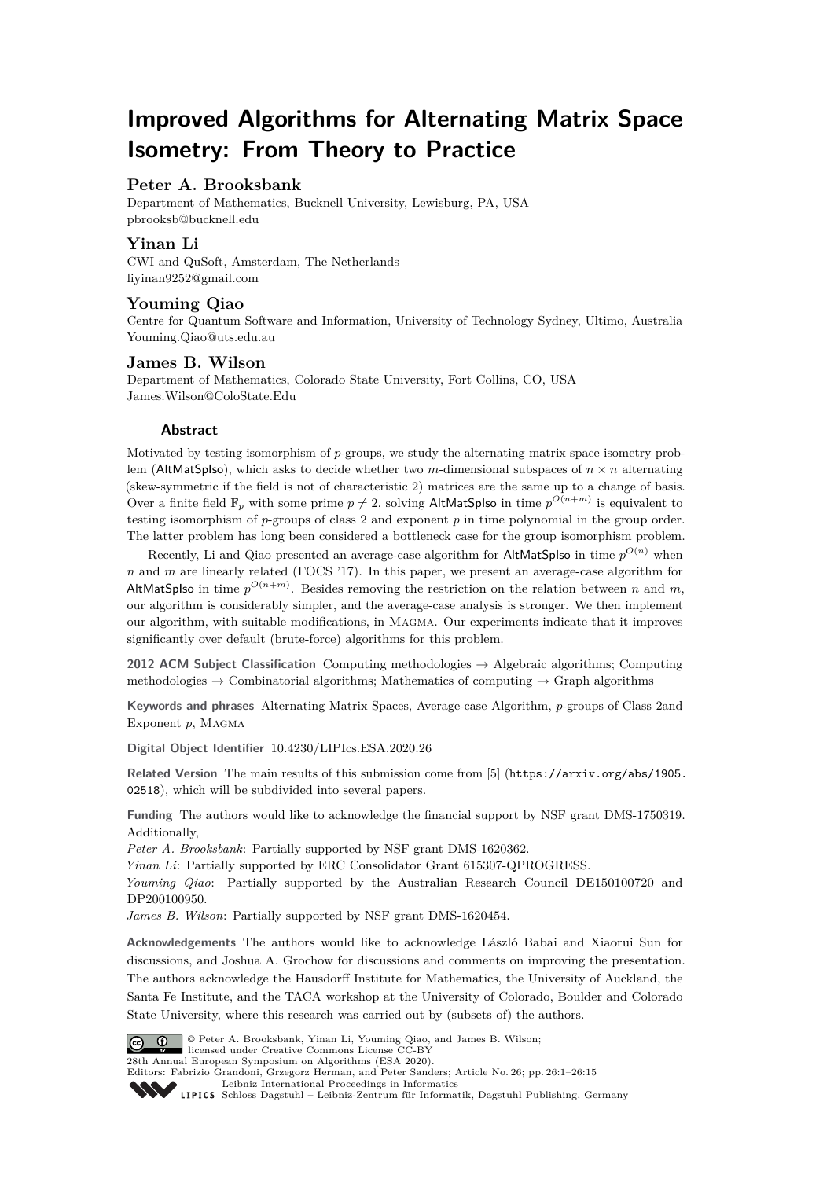# Improved Algorithms for Alternating Matrix Space Isometry: From Theory to Practice

**Peter A. Brooksbank**
Department of Mathematics, Bucknell University, Lewisburg, PA, USA
pbrooksb@bucknell.edu

**Yinan Li**
CWI and QuSoft, Amsterdam, The Netherlands
liyinan9252@gmail.com

**Youming Qiao**
Centre for Quantum Software and Information, University of Technology Sydney, Ultimo, Australia
Youming.Qiao@uts.edu.au

**James B. Wilson**
Department of Mathematics, Colorado State University, Fort Collins, CO, USA
James.Wilson@ColoState.Edu

## Abstract

Motivated by testing isomorphism of $p$-groups, we study the alternating matrix space isometry problem (AltMatSpIso), which asks to decide whether two $m$-dimensional subspaces of $n \times n$ alternating (skew-symmetric if the field is not of characteristic 2) matrices are the same up to a change of basis. Over a finite field $\mathbb{F}_p$ with some prime $p \neq 2$, solving AltMatSpIso in time $p^{O(n+m)}$ is equivalent to testing isomorphism of $p$-groups of class 2 and exponent $p$ in time polynomial in the group order. The latter problem has long been considered a bottleneck case for the group isomorphism problem.

Recently, Li and Qiao presented an average-case algorithm for AltMatSpIso in time $p^{O(n)}$ when $n$ and $m$ are linearly related (FOCS '17). In this paper, we present an average-case algorithm for AltMatSpIso in time $p^{O(n+m)}$. Besides removing the restriction on the relation between $n$ and $m$, our algorithm is considerably simpler, and the average-case analysis is stronger. We then implement our algorithm, with suitable modifications, in Magma. Our experiments indicate that it improves significantly over default (brute-force) algorithms for this problem.

**2012 ACM Subject Classification** Computing methodologies → Algebraic algorithms; Computing methodologies → Combinatorial algorithms; Mathematics of computing → Graph algorithms

**Keywords and phrases** Alternating Matrix Spaces, Average-case Algorithm, $p$-groups of Class 2and Exponent $p$, Magma

**Digital Object Identifier** 10.4230/LIPIcs.ESA.2020.26

**Related Version** The main results of this submission come from [5] (https://arxiv.org/abs/1905.02518), which will be subdivided into several papers.

**Funding** The authors would like to acknowledge the financial support by NSF grant DMS-1750319. Additionally,
*Peter A. Brooksbank*: Partially supported by NSF grant DMS-1620362.
*Yinan Li*: Partially supported by ERC Consolidator Grant 615307-QPROGRESS.
*Youming Qiao*: Partially supported by the Australian Research Council DE150100720 and DP200100950.
*James B. Wilson*: Partially supported by NSF grant DMS-1620454.

**Acknowledgements** The authors would like to acknowledge László Babai and Xiaorui Sun for discussions, and Joshua A. Grochow for discussions and comments on improving the presentation. The authors acknowledge the Hausdorff Institute for Mathematics, the University of Auckland, the Santa Fe Institute, and the TACA workshop at the University of Colorado, Boulder and Colorado State University, where this research was carried out by (subsets of) the authors.

© Peter A. Brooksbank, Yinan Li, Youming Qiao, and James B. Wilson; licensed under Creative Commons License CC-BY
28th Annual European Symposium on Algorithms (ESA 2020).
Editors: Fabrizio Grandoni, Grzegorz Herman, and Peter Sanders; Article No. 26; pp. 26:1–26:15
Leibniz International Proceedings in Informatics
Schloss Dagstuhl – Leibniz-Zentrum für Informatik, Dagstuhl Publishing, Germany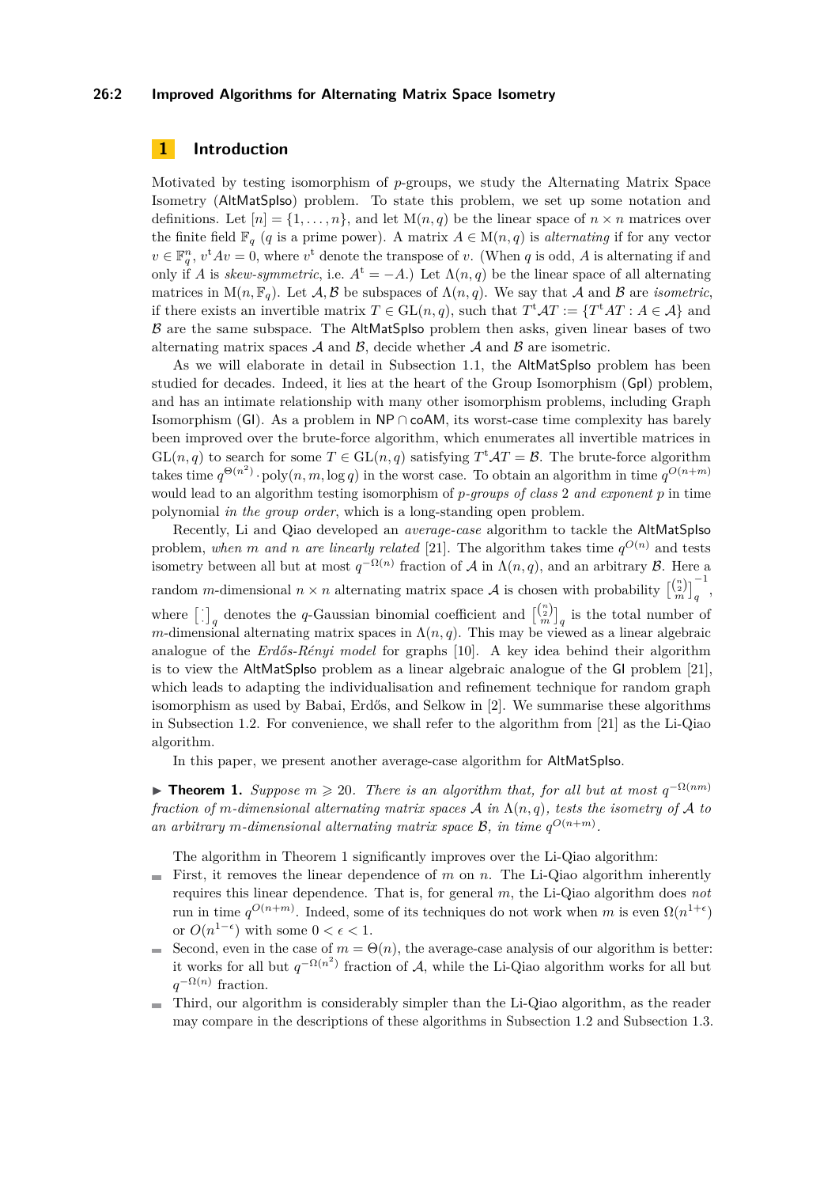## 1 Introduction

Motivated by testing isomorphism of $p$-groups, we study the Alternating Matrix Space Isometry (AltMatSpIso) problem. To state this problem, we set up some notation and definitions. Let $[n] = \{1, \ldots, n\}$, and let $\mathrm{M}(n, q)$ be the linear space of $n \times n$ matrices over the finite field $\mathbb{F}_q$ ($q$ is a prime power). A matrix $A \in \mathrm{M}(n, q)$ is *alternating* if for any vector $v \in \mathbb{F}_q^n$, $v^{\mathrm{t}}Av = 0$, where $v^{\mathrm{t}}$ denote the transpose of $v$. (When $q$ is odd, $A$ is alternating if and only if $A$ is *skew-symmetric*, i.e. $A^{\mathrm{t}} = -A$.) Let $\Lambda(n, q)$ be the linear space of all alternating matrices in $\mathrm{M}(n, \mathbb{F}_q)$. Let $\mathcal{A}, \mathcal{B}$ be subspaces of $\Lambda(n, q)$. We say that $\mathcal{A}$ and $\mathcal{B}$ are *isometric*, if there exists an invertible matrix $T \in \mathrm{GL}(n, q)$, such that $T^{\mathrm{t}}\mathcal{A}T := \{T^{\mathrm{t}}AT : A \in \mathcal{A}\}$ and $\mathcal{B}$ are the same subspace. The AltMatSpIso problem then asks, given linear bases of two alternating matrix spaces $\mathcal{A}$ and $\mathcal{B}$, decide whether $\mathcal{A}$ and $\mathcal{B}$ are isometric.

As we will elaborate in detail in Subsection 1.1, the AltMatSpIso problem has been studied for decades. Indeed, it lies at the heart of the Group Isomorphism (GpI) problem, and has an intimate relationship with many other isomorphism problems, including Graph Isomorphism (GI). As a problem in $\mathsf{NP} \cap \mathsf{coAM}$, its worst-case time complexity has barely been improved over the brute-force algorithm, which enumerates all invertible matrices in $\mathrm{GL}(n, q)$ to search for some $T \in \mathrm{GL}(n, q)$ satisfying $T^{\mathrm{t}}\mathcal{A}T = \mathcal{B}$. The brute-force algorithm takes time $q^{\Theta(n^2)} \cdot \mathrm{poly}(n, m, \log q)$ in the worst case. To obtain an algorithm in time $q^{O(n+m)}$ would lead to an algorithm testing isomorphism of *$p$-groups of class 2 and exponent $p$* in time polynomial *in the group order*, which is a long-standing open problem.

Recently, Li and Qiao developed an *average-case* algorithm to tackle the AltMatSpIso problem, *when $m$ and $n$ are linearly related* [21]. The algorithm takes time $q^{O(n)}$ and tests isometry between all but at most $q^{-\Omega(n)}$ fraction of $\mathcal{A}$ in $\Lambda(n, q)$, and an arbitrary $\mathcal{B}$. Here a random $m$-dimensional $n \times n$ alternating matrix space $\mathcal{A}$ is chosen with probability $\begin{bmatrix} \binom{n}{2} \\ m \end{bmatrix}_q^{-1}$, where $\begin{bmatrix} \cdot \end{bmatrix}_q$ denotes the $q$-Gaussian binomial coefficient and $\begin{bmatrix} \binom{n}{2} \\ m \end{bmatrix}_q$ is the total number of $m$-dimensional alternating matrix spaces in $\Lambda(n, q)$. This may be viewed as a linear algebraic analogue of the *Erdős-Rényi model* for graphs [10]. A key idea behind their algorithm is to view the AltMatSpIso problem as a linear algebraic analogue of the GI problem [21], which leads to adapting the individualisation and refinement technique for random graph isomorphism as used by Babai, Erdős, and Selkow in [2]. We summarise these algorithms in Subsection 1.2. For convenience, we shall refer to the algorithm from [21] as the Li-Qiao algorithm.

In this paper, we present another average-case algorithm for AltMatSpIso.

▶ **Theorem 1.** *Suppose $m \geqslant 20$. There is an algorithm that, for all but at most $q^{-\Omega(nm)}$ fraction of $m$-dimensional alternating matrix spaces $\mathcal{A}$ in $\Lambda(n, q)$, tests the isometry of $\mathcal{A}$ to an arbitrary $m$-dimensional alternating matrix space $\mathcal{B}$, in time $q^{O(n+m)}$.*

The algorithm in Theorem 1 significantly improves over the Li-Qiao algorithm:

- First, it removes the linear dependence of $m$ on $n$. The Li-Qiao algorithm inherently requires this linear dependence. That is, for general $m$, the Li-Qiao algorithm does *not* run in time $q^{O(n+m)}$. Indeed, some of its techniques do not work when $m$ is even $\Omega(n^{1+\epsilon})$ or $O(n^{1-\epsilon})$ with some $0 < \epsilon < 1$.
- Second, even in the case of $m = \Theta(n)$, the average-case analysis of our algorithm is better: it works for all but $q^{-\Omega(n^2)}$ fraction of $\mathcal{A}$, while the Li-Qiao algorithm works for all but $q^{-\Omega(n)}$ fraction.
- Third, our algorithm is considerably simpler than the Li-Qiao algorithm, as the reader may compare in the descriptions of these algorithms in Subsection 1.2 and Subsection 1.3.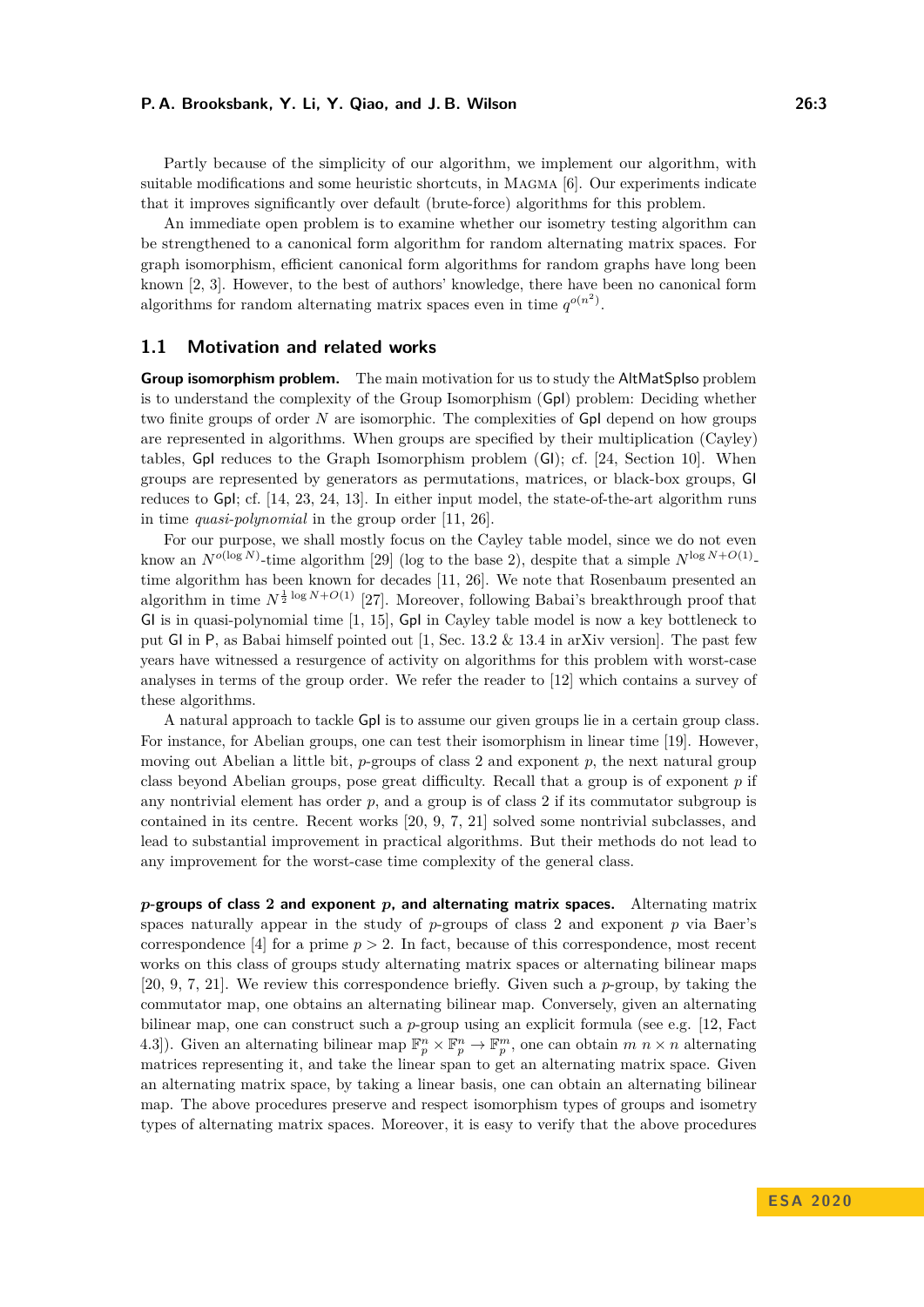Partly because of the simplicity of our algorithm, we implement our algorithm, with suitable modifications and some heuristic shortcuts, in Magma [6]. Our experiments indicate that it improves significantly over default (brute-force) algorithms for this problem.

An immediate open problem is to examine whether our isometry testing algorithm can be strengthened to a canonical form algorithm for random alternating matrix spaces. For graph isomorphism, efficient canonical form algorithms for random graphs have long been known [2, 3]. However, to the best of authors' knowledge, there have been no canonical form algorithms for random alternating matrix spaces even in time $q^{o(n^2)}$.

## 1.1 Motivation and related works

**Group isomorphism problem.** The main motivation for us to study the AltMatSpIso problem is to understand the complexity of the Group Isomorphism (GpI) problem: Deciding whether two finite groups of order $N$ are isomorphic. The complexities of GpI depend on how groups are represented in algorithms. When groups are specified by their multiplication (Cayley) tables, GpI reduces to the Graph Isomorphism problem (GI); cf. [24, Section 10]. When groups are represented by generators as permutations, matrices, or black-box groups, GI reduces to GpI; cf. [14, 23, 24, 13]. In either input model, the state-of-the-art algorithm runs in time *quasi-polynomial* in the group order [11, 26].

For our purpose, we shall mostly focus on the Cayley table model, since we do not even know an $N^{o(\log N)}$-time algorithm [29] (log to the base 2), despite that a simple $N^{\log N+O(1)}$-time algorithm has been known for decades [11, 26]. We note that Rosenbaum presented an algorithm in time $N^{\frac{1}{2}\log N+O(1)}$ [27]. Moreover, following Babai's breakthrough proof that GI is in quasi-polynomial time [1, 15], GpI in Cayley table model is now a key bottleneck to put GI in P, as Babai himself pointed out [1, Sec. 13.2 & 13.4 in arXiv version]. The past few years have witnessed a resurgence of activity on algorithms for this problem with worst-case analyses in terms of the group order. We refer the reader to [12] which contains a survey of these algorithms.

A natural approach to tackle GpI is to assume our given groups lie in a certain group class. For instance, for Abelian groups, one can test their isomorphism in linear time [19]. However, moving out Abelian a little bit, $p$-groups of class 2 and exponent $p$, the next natural group class beyond Abelian groups, pose great difficulty. Recall that a group is of exponent $p$ if any nontrivial element has order $p$, and a group is of class 2 if its commutator subgroup is contained in its centre. Recent works [20, 9, 7, 21] solved some nontrivial subclasses, and lead to substantial improvement in practical algorithms. But their methods do not lead to any improvement for the worst-case time complexity of the general class.

***p*-groups of class 2 and exponent *p*, and alternating matrix spaces.** Alternating matrix spaces naturally appear in the study of $p$-groups of class 2 and exponent $p$ via Baer's correspondence [4] for a prime $p > 2$. In fact, because of this correspondence, most recent works on this class of groups study alternating matrix spaces or alternating bilinear maps [20, 9, 7, 21]. We review this correspondence briefly. Given such a $p$-group, by taking the commutator map, one obtains an alternating bilinear map. Conversely, given an alternating bilinear map, one can construct such a $p$-group using an explicit formula (see e.g. [12, Fact 4.3]). Given an alternating bilinear map $\mathbb{F}_p^n \times \mathbb{F}_p^n \to \mathbb{F}_p^m$, one can obtain $m$ $n \times n$ alternating matrices representing it, and take the linear span to get an alternating matrix space. Given an alternating matrix space, by taking a linear basis, one can obtain an alternating bilinear map. The above procedures preserve and respect isomorphism types of groups and isometry types of alternating matrix spaces. Moreover, it is easy to verify that the above procedures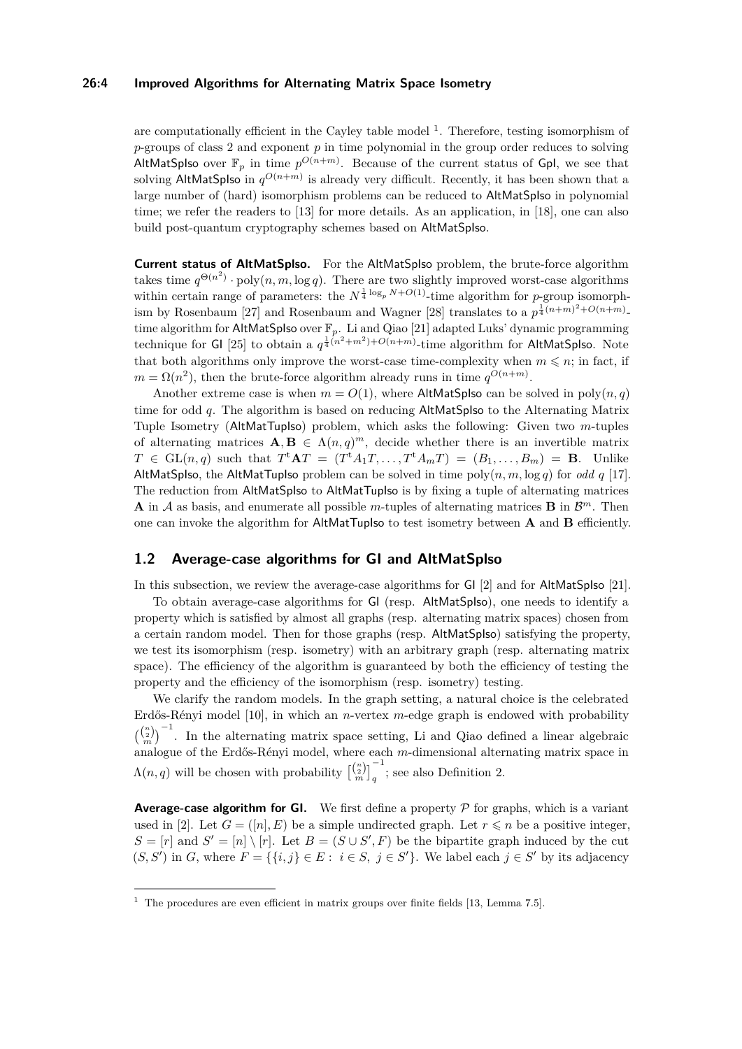are computationally efficient in the Cayley table model [1]. Therefore, testing isomorphism of $p$-groups of class 2 and exponent $p$ in time polynomial in the group order reduces to solving AltMatSpIso over $\mathbb{F}_p$ in time $p^{O(n+m)}$. Because of the current status of GpI, we see that solving AltMatSpIso in $q^{O(n+m)}$ is already very difficult. Recently, it has been shown that a large number of (hard) isomorphism problems can be reduced to AltMatSpIso in polynomial time; we refer the readers to [13] for more details. As an application, in [18], one can also build post-quantum cryptography schemes based on AltMatSpIso.

**Current status of AltMatSpIso.** For the AltMatSpIso problem, the brute-force algorithm takes time $q^{\Theta(n^2)} \cdot \mathrm{poly}(n, m, \log q)$. There are two slightly improved worst-case algorithms within certain range of parameters: the $N^{\frac{1}{4}\log_p N + O(1)}$-time algorithm for $p$-group isomorphism by Rosenbaum [27] and Rosenbaum and Wagner [28] translates to a $p^{\frac{1}{4}(n+m)^2+O(n+m)}$-time algorithm for AltMatSpIso over $\mathbb{F}_p$. Li and Qiao [21] adapted Luks' dynamic programming technique for GI [25] to obtain a $q^{\frac{1}{4}(n^2+m^2)+O(n+m)}$-time algorithm for AltMatSpIso. Note that both algorithms only improve the worst-case time-complexity when $m \leqslant n$; in fact, if $m = \Omega(n^2)$, then the brute-force algorithm already runs in time $q^{O(n+m)}$.

Another extreme case is when $m = O(1)$, where AltMatSpIso can be solved in $\mathrm{poly}(n, q)$ time for odd $q$. The algorithm is based on reducing AltMatSpIso to the Alternating Matrix Tuple Isometry (AltMatTupIso) problem, which asks the following: Given two $m$-tuples of alternating matrices $\mathbf{A}, \mathbf{B} \in \Lambda(n, q)^m$, decide whether there is an invertible matrix $T \in \mathrm{GL}(n, q)$ such that $T^{\mathrm{t}}\mathbf{A}T = (T^{\mathrm{t}}A_1T, \ldots, T^{\mathrm{t}}A_mT) = (B_1, \ldots, B_m) = \mathbf{B}$. Unlike AltMatSpIso, the AltMatTupIso problem can be solved in time $\mathrm{poly}(n, m, \log q)$ for *odd* $q$ [17]. The reduction from AltMatSpIso to AltMatTupIso is by fixing a tuple of alternating matrices $\mathbf{A}$ in $\mathcal{A}$ as basis, and enumerate all possible $m$-tuples of alternating matrices $\mathbf{B}$ in $\mathcal{B}^m$. Then one can invoke the algorithm for AltMatTupIso to test isometry between $\mathbf{A}$ and $\mathbf{B}$ efficiently.

## 1.2 Average-case algorithms for GI and AltMatSpIso

In this subsection, we review the average-case algorithms for GI [2] and for AltMatSpIso [21].

To obtain average-case algorithms for GI (resp. AltMatSpIso), one needs to identify a property which is satisfied by almost all graphs (resp. alternating matrix spaces) chosen from a certain random model. Then for those graphs (resp. AltMatSpIso) satisfying the property, we test its isomorphism (resp. isometry) with an arbitrary graph (resp. alternating matrix space). The efficiency of the algorithm is guaranteed by both the efficiency of testing the property and the efficiency of the isomorphism (resp. isometry) testing.

We clarify the random models. In the graph setting, a natural choice is the celebrated Erdős-Rényi model [10], in which an $n$-vertex $m$-edge graph is endowed with probability $\binom{\binom{n}{2}}{m}^{-1}$. In the alternating matrix space setting, Li and Qiao defined a linear algebraic analogue of the Erdős-Rényi model, where each $m$-dimensional alternating matrix space in $\Lambda(n, q)$ will be chosen with probability $\begin{bmatrix}\binom{n}{2} \\ m\end{bmatrix}_q^{-1}$; see also Definition 2.

**Average-case algorithm for GI.** We first define a property $\mathcal{P}$ for graphs, which is a variant used in [2]. Let $G = ([n], E)$ be a simple undirected graph. Let $r \leqslant n$ be a positive integer, $S = [r]$ and $S' = [n] \setminus [r]$. Let $B = (S \cup S', F)$ be the bipartite graph induced by the cut $(S, S')$ in $G$, where $F = \{\{i, j\} \in E : \ i \in S, \ j \in S'\}$. We label each $j \in S'$ by its adjacency

[1] The procedures are even efficient in matrix groups over finite fields [13, Lemma 7.5].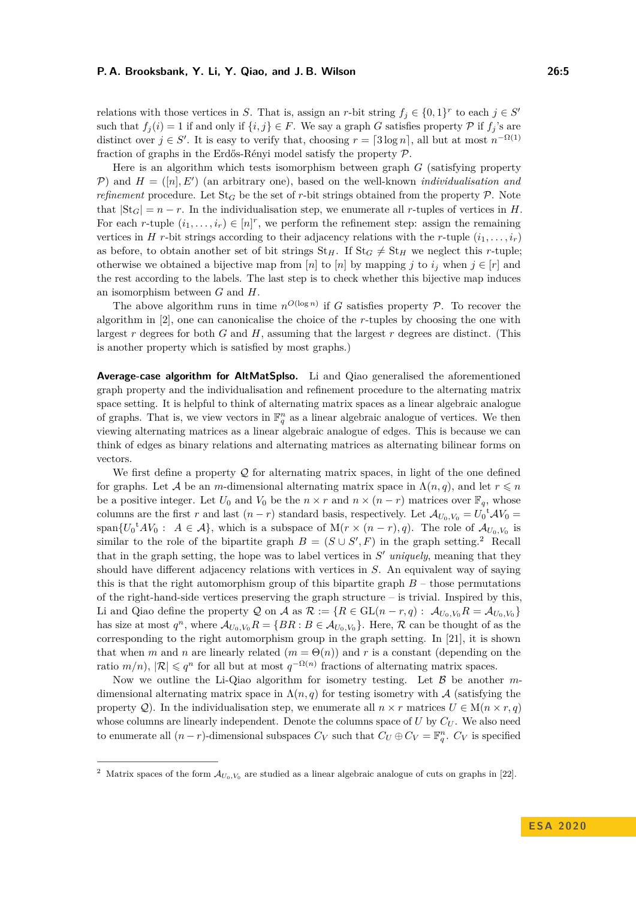relations with those vertices in $S$. That is, assign an $r$-bit string $f_j \in \{0,1\}^r$ to each $j \in S'$ such that $f_j(i) = 1$ if and only if $\{i, j\} \in F$. We say a graph $G$ satisfies property $\mathcal{P}$ if $f_j$'s are distinct over $j \in S'$. It is easy to verify that, choosing $r = \lceil 3 \log n \rceil$, all but at most $n^{-\Omega(1)}$ fraction of graphs in the Erdős-Rényi model satisfy the property $\mathcal{P}$.

Here is an algorithm which tests isomorphism between graph $G$ (satisfying property $\mathcal{P}$) and $H = ([n], E')$ (an arbitrary one), based on the well-known *individualisation and refinement* procedure. Let $\mathrm{St}_G$ be the set of $r$-bit strings obtained from the property $\mathcal{P}$. Note that $|\mathrm{St}_G| = n - r$. In the individualisation step, we enumerate all $r$-tuples of vertices in $H$. For each $r$-tuple $(i_1, \dots, i_r) \in [n]^r$, we perform the refinement step: assign the remaining vertices in $H$ $r$-bit strings according to their adjacency relations with the $r$-tuple $(i_1, \dots, i_r)$ as before, to obtain another set of bit strings $\mathrm{St}_H$. If $\mathrm{St}_G \neq \mathrm{St}_H$ we neglect this $r$-tuple; otherwise we obtained a bijective map from $[n]$ to $[n]$ by mapping $j$ to $i_j$ when $j \in [r]$ and the rest according to the labels. The last step is to check whether this bijective map induces an isomorphism between $G$ and $H$.

The above algorithm runs in time $n^{O(\log n)}$ if $G$ satisfies property $\mathcal{P}$. To recover the algorithm in [2], one can canonicalise the choice of the $r$-tuples by choosing the one with largest $r$ degrees for both $G$ and $H$, assuming that the largest $r$ degrees are distinct. (This is another property which is satisfied by most graphs.)

**Average-case algorithm for AltMatSpIso.** Li and Qiao generalised the aforementioned graph property and the individualisation and refinement procedure to the alternating matrix space setting. It is helpful to think of alternating matrix spaces as a linear algebraic analogue of graphs. That is, we view vectors in $\mathbb{F}_q^n$ as a linear algebraic analogue of vertices. We then viewing alternating matrices as a linear algebraic analogue of edges. This is because we can think of edges as binary relations and alternating matrices as alternating bilinear forms on vectors.

We first define a property $\mathcal{Q}$ for alternating matrix spaces, in light of the one defined for graphs. Let $\mathcal{A}$ be an $m$-dimensional alternating matrix space in $\Lambda(n, q)$, and let $r \leqslant n$ be a positive integer. Let $U_0$ and $V_0$ be the $n \times r$ and $n \times (n-r)$ matrices over $\mathbb{F}_q$, whose columns are the first $r$ and last $(n-r)$ standard basis, respectively. Let $\mathcal{A}_{U_0,V_0} = U_0{}^{\mathrm{t}} \mathcal{A} V_0 = \mathrm{span}\{U_0{}^{\mathrm{t}} A V_0 : \ A \in \mathcal{A}\}$, which is a subspace of $\mathrm{M}(r \times (n-r), q)$. The role of $\mathcal{A}_{U_0,V_0}$ is similar to the role of the bipartite graph $B = (S \cup S', F)$ in the graph setting.[2] Recall that in the graph setting, the hope was to label vertices in $S'$ *uniquely*, meaning that they should have different adjacency relations with vertices in $S$. An equivalent way of saying this is that the right automorphism group of this bipartite graph $B$ – those permutations of the right-hand-side vertices preserving the graph structure – is trivial. Inspired by this, Li and Qiao define the property $\mathcal{Q}$ on $\mathcal{A}$ as $\mathcal{R} := \{R \in \mathrm{GL}(n-r, q) : \ \mathcal{A}_{U_0,V_0} R = \mathcal{A}_{U_0,V_0}\}$ has size at most $q^n$, where $\mathcal{A}_{U_0,V_0} R = \{BR : B \in \mathcal{A}_{U_0,V_0}\}$. Here, $\mathcal{R}$ can be thought of as the corresponding to the right automorphism group in the graph setting. In [21], it is shown that when $m$ and $n$ are linearly related ($m = \Theta(n)$) and $r$ is a constant (depending on the ratio $m/n$), $|\mathcal{R}| \leqslant q^n$ for all but at most $q^{-\Omega(n)}$ fractions of alternating matrix spaces.

Now we outline the Li-Qiao algorithm for isometry testing. Let $\mathcal{B}$ be another $m$-dimensional alternating matrix space in $\Lambda(n, q)$ for testing isometry with $\mathcal{A}$ (satisfying the property $\mathcal{Q}$). In the individualisation step, we enumerate all $n \times r$ matrices $U \in \mathrm{M}(n \times r, q)$ whose columns are linearly independent. Denote the columns space of $U$ by $C_U$. We also need to enumerate all $(n-r)$-dimensional subspaces $C_V$ such that $C_U \oplus C_V = \mathbb{F}_q^n$. $C_V$ is specified

[2] Matrix spaces of the form $\mathcal{A}_{U_0,V_0}$ are studied as a linear algebraic analogue of cuts on graphs in [22].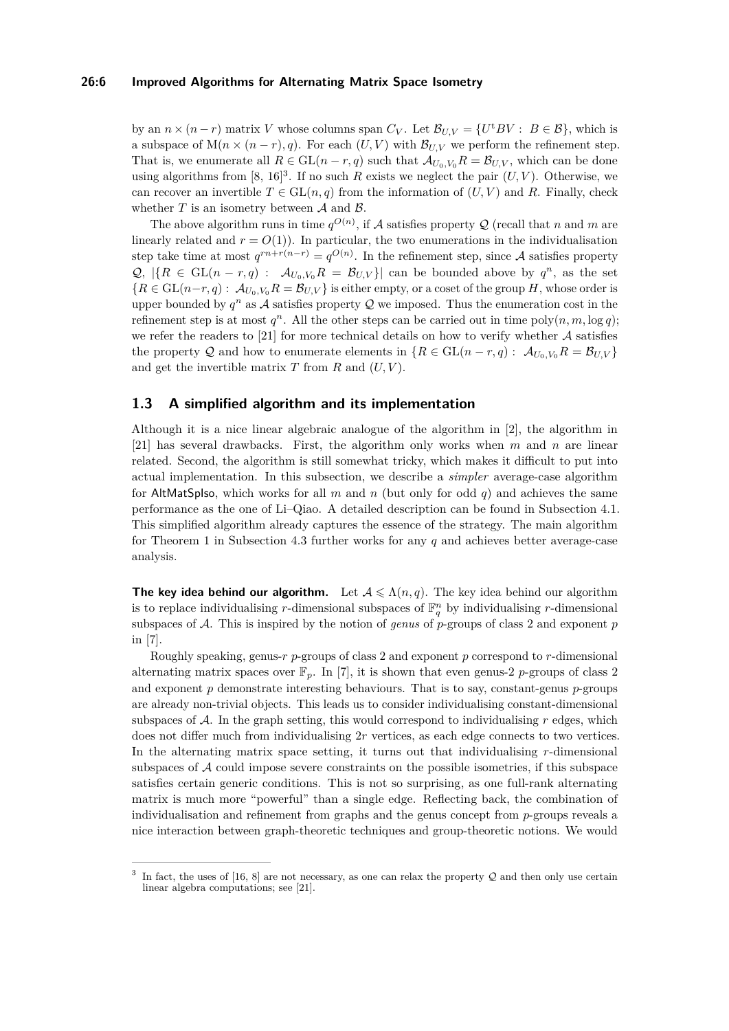by an $n \times (n-r)$ matrix $V$ whose columns span $C_V$. Let $\mathcal{B}_{U,V} = \{U^t B V : B \in \mathcal{B}\}$, which is a subspace of $\mathrm{M}(n \times (n-r), q)$. For each $(U, V)$ with $\mathcal{B}_{U,V}$ we perform the refinement step. That is, we enumerate all $R \in \mathrm{GL}(n-r, q)$ such that $\mathcal{A}_{U_0,V_0} R = \mathcal{B}_{U,V}$, which can be done using algorithms from [8, 16][3]. If no such $R$ exists we neglect the pair $(U, V)$. Otherwise, we can recover an invertible $T \in \mathrm{GL}(n, q)$ from the information of $(U, V)$ and $R$. Finally, check whether $T$ is an isometry between $\mathcal{A}$ and $\mathcal{B}$.

The above algorithm runs in time $q^{O(n)}$, if $\mathcal{A}$ satisfies property $\mathcal{Q}$ (recall that $n$ and $m$ are linearly related and $r = O(1)$). In particular, the two enumerations in the individualisation step take time at most $q^{rn+r(n-r)} = q^{O(n)}$. In the refinement step, since $\mathcal{A}$ satisfies property $\mathcal{Q}$, $|\{R \in \mathrm{GL}(n-r, q) : \mathcal{A}_{U_0,V_0} R = \mathcal{B}_{U,V}\}|$ can be bounded above by $q^n$, as the set $\{R \in \mathrm{GL}(n-r, q) : \mathcal{A}_{U_0,V_0} R = \mathcal{B}_{U,V}\}$ is either empty, or a coset of the group $H$, whose order is upper bounded by $q^n$ as $\mathcal{A}$ satisfies property $\mathcal{Q}$ we imposed. Thus the enumeration cost in the refinement step is at most $q^n$. All the other steps can be carried out in time $\mathrm{poly}(n, m, \log q)$; we refer the readers to [21] for more technical details on how to verify whether $\mathcal{A}$ satisfies the property $\mathcal{Q}$ and how to enumerate elements in $\{R \in \mathrm{GL}(n-r, q) : \mathcal{A}_{U_0,V_0} R = \mathcal{B}_{U,V}\}$ and get the invertible matrix $T$ from $R$ and $(U, V)$.

## 1.3 A simplified algorithm and its implementation

Although it is a nice linear algebraic analogue of the algorithm in [2], the algorithm in [21] has several drawbacks. First, the algorithm only works when $m$ and $n$ are linear related. Second, the algorithm is still somewhat tricky, which makes it difficult to put into actual implementation. In this subsection, we describe a *simpler* average-case algorithm for AltMatSpIso, which works for all $m$ and $n$ (but only for odd $q$) and achieves the same performance as the one of Li–Qiao. A detailed description can be found in Subsection 4.1. This simplified algorithm already captures the essence of the strategy. The main algorithm for Theorem 1 in Subsection 4.3 further works for any $q$ and achieves better average-case analysis.

**The key idea behind our algorithm.** Let $\mathcal{A} \leqslant \Lambda(n, q)$. The key idea behind our algorithm is to replace individualising $r$-dimensional subspaces of $\mathbb{F}_q^n$ by individualising $r$-dimensional subspaces of $\mathcal{A}$. This is inspired by the notion of *genus* of $p$-groups of class 2 and exponent $p$ in [7].

Roughly speaking, genus-$r$ $p$-groups of class 2 and exponent $p$ correspond to $r$-dimensional alternating matrix spaces over $\mathbb{F}_p$. In [7], it is shown that even genus-2 $p$-groups of class 2 and exponent $p$ demonstrate interesting behaviours. That is to say, constant-genus $p$-groups are already non-trivial objects. This leads us to consider individualising constant-dimensional subspaces of $\mathcal{A}$. In the graph setting, this would correspond to individualising $r$ edges, which does not differ much from individualising $2r$ vertices, as each edge connects to two vertices. In the alternating matrix space setting, it turns out that individualising $r$-dimensional subspaces of $\mathcal{A}$ could impose severe constraints on the possible isometries, if this subspace satisfies certain generic conditions. This is not so surprising, as one full-rank alternating matrix is much more "powerful" than a single edge. Reflecting back, the combination of individualisation and refinement from graphs and the genus concept from $p$-groups reveals a nice interaction between graph-theoretic techniques and group-theoretic notions. We would

---

[3] In fact, the uses of [16, 8] are not necessary, as one can relax the property $\mathcal{Q}$ and then only use certain linear algebra computations; see [21].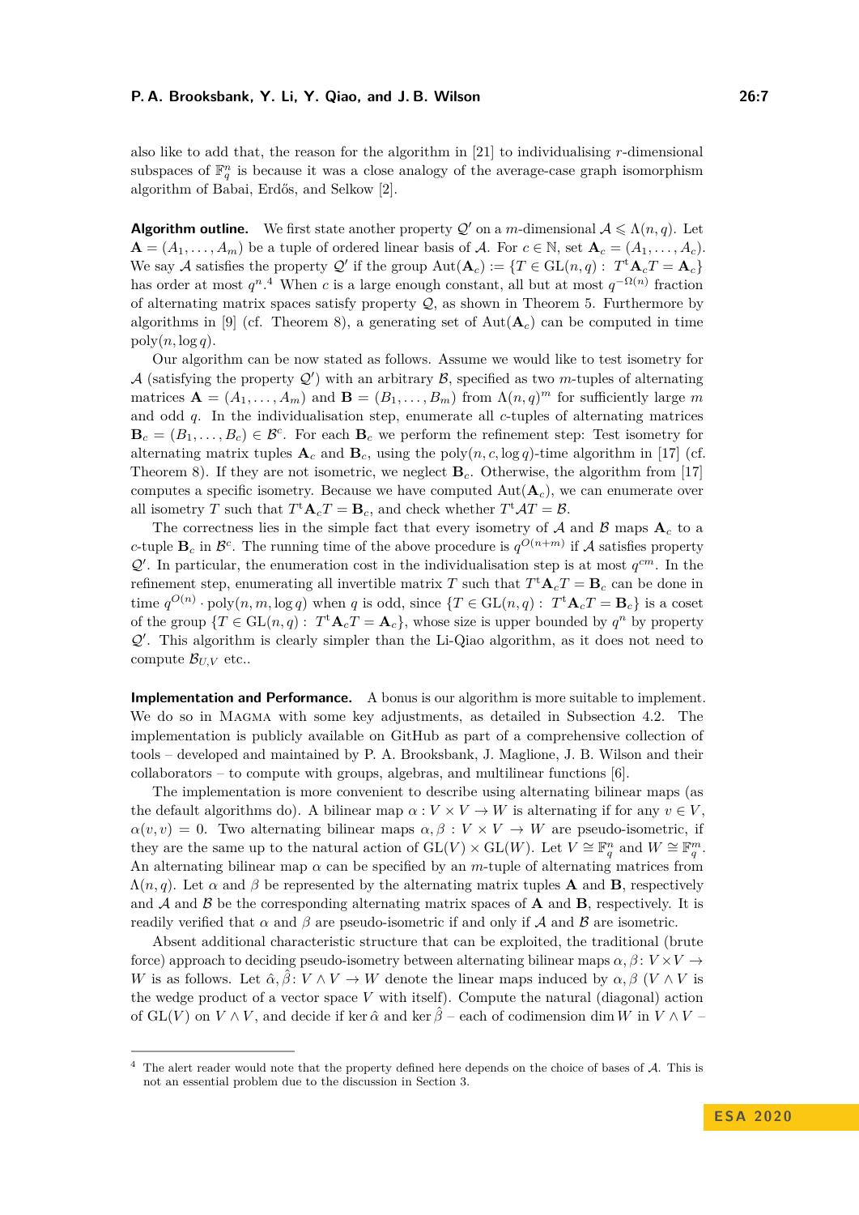also like to add that, the reason for the algorithm in [21] to individualising $r$-dimensional subspaces of $\mathbb{F}_q^n$ is because it was a close analogy of the average-case graph isomorphism algorithm of Babai, Erdős, and Selkow [2].

**Algorithm outline.** We first state another property $\mathcal{Q}'$ on a $m$-dimensional $\mathcal{A} \leqslant \Lambda(n, q)$. Let $\mathbf{A} = (A_1, \ldots, A_m)$ be a tuple of ordered linear basis of $\mathcal{A}$. For $c \in \mathbb{N}$, set $\mathbf{A}_c = (A_1, \ldots, A_c)$. We say $\mathcal{A}$ satisfies the property $\mathcal{Q}'$ if the group $\mathrm{Aut}(\mathbf{A}_c) := \{T \in \mathrm{GL}(n, q) : T^{\mathrm{t}}\mathbf{A}_c T = \mathbf{A}_c\}$ has order at most $q^n$.[4] When $c$ is a large enough constant, all but at most $q^{-\Omega(n)}$ fraction of alternating matrix spaces satisfy property $\mathcal{Q}$, as shown in Theorem 5. Furthermore by algorithms in [9] (cf. Theorem 8), a generating set of $\mathrm{Aut}(\mathbf{A}_c)$ can be computed in time $\mathrm{poly}(n, \log q)$.

Our algorithm can be now stated as follows. Assume we would like to test isometry for $\mathcal{A}$ (satisfying the property $\mathcal{Q}'$) with an arbitrary $\mathcal{B}$, specified as two $m$-tuples of alternating matrices $\mathbf{A} = (A_1, \ldots, A_m)$ and $\mathbf{B} = (B_1, \ldots, B_m)$ from $\Lambda(n, q)^m$ for sufficiently large $m$ and odd $q$. In the individualisation step, enumerate all $c$-tuples of alternating matrices $\mathbf{B}_c = (B_1, \ldots, B_c) \in \mathcal{B}^c$. For each $\mathbf{B}_c$ we perform the refinement step: Test isometry for alternating matrix tuples $\mathbf{A}_c$ and $\mathbf{B}_c$, using the $\mathrm{poly}(n, c, \log q)$-time algorithm in [17] (cf. Theorem 8). If they are not isometric, we neglect $\mathbf{B}_c$. Otherwise, the algorithm from [17] computes a specific isometry. Because we have computed $\mathrm{Aut}(\mathbf{A}_c)$, we can enumerate over all isometry $T$ such that $T^{\mathrm{t}}\mathbf{A}_c T = \mathbf{B}_c$, and check whether $T^{\mathrm{t}}\mathcal{A}T = \mathcal{B}$.

The correctness lies in the simple fact that every isometry of $\mathcal{A}$ and $\mathcal{B}$ maps $\mathbf{A}_c$ to a $c$-tuple $\mathbf{B}_c$ in $\mathcal{B}^c$. The running time of the above procedure is $q^{O(n+m)}$ if $\mathcal{A}$ satisfies property $\mathcal{Q}'$. In particular, the enumeration cost in the individualisation step is at most $q^{cm}$. In the refinement step, enumerating all invertible matrix $T$ such that $T^{\mathrm{t}}\mathbf{A}_c T = \mathbf{B}_c$ can be done in time $q^{O(n)} \cdot \mathrm{poly}(n, m, \log q)$ when $q$ is odd, since $\{T \in \mathrm{GL}(n, q) : T^{\mathrm{t}}\mathbf{A}_c T = \mathbf{B}_c\}$ is a coset of the group $\{T \in \mathrm{GL}(n, q) : T^{\mathrm{t}}\mathbf{A}_c T = \mathbf{A}_c\}$, whose size is upper bounded by $q^n$ by property $\mathcal{Q}'$. This algorithm is clearly simpler than the Li-Qiao algorithm, as it does not need to compute $\mathcal{B}_{U,V}$ etc..

**Implementation and Performance.** A bonus is our algorithm is more suitable to implement. We do so in Magma with some key adjustments, as detailed in Subsection 4.2. The implementation is publicly available on GitHub as part of a comprehensive collection of tools – developed and maintained by P. A. Brooksbank, J. Maglione, J. B. Wilson and their collaborators – to compute with groups, algebras, and multilinear functions [6].

The implementation is more convenient to describe using alternating bilinear maps (as the default algorithms do). A bilinear map $\alpha : V \times V \to W$ is alternating if for any $v \in V$, $\alpha(v, v) = 0$. Two alternating bilinear maps $\alpha, \beta : V \times V \to W$ are pseudo-isometric, if they are the same up to the natural action of $\mathrm{GL}(V) \times \mathrm{GL}(W)$. Let $V \cong \mathbb{F}_q^n$ and $W \cong \mathbb{F}_q^m$. An alternating bilinear map $\alpha$ can be specified by an $m$-tuple of alternating matrices from $\Lambda(n, q)$. Let $\alpha$ and $\beta$ be represented by the alternating matrix tuples $\mathbf{A}$ and $\mathbf{B}$, respectively and $\mathcal{A}$ and $\mathcal{B}$ be the corresponding alternating matrix spaces of $\mathbf{A}$ and $\mathbf{B}$, respectively. It is readily verified that $\alpha$ and $\beta$ are pseudo-isometric if and only if $\mathcal{A}$ and $\mathcal{B}$ are isometric.

Absent additional characteristic structure that can be exploited, the traditional (brute force) approach to deciding pseudo-isometry between alternating bilinear maps $\alpha, \beta : V \times V \to W$ is as follows. Let $\hat{\alpha}, \hat{\beta} : V \wedge V \to W$ denote the linear maps induced by $\alpha, \beta$ ($V \wedge V$ is the wedge product of a vector space $V$ with itself). Compute the natural (diagonal) action of $\mathrm{GL}(V)$ on $V \wedge V$, and decide if $\ker \hat{\alpha}$ and $\ker \hat{\beta}$ – each of codimension $\dim W$ in $V \wedge V$ –

[4] The alert reader would note that the property defined here depends on the choice of bases of $\mathcal{A}$. This is not an essential problem due to the discussion in Section 3.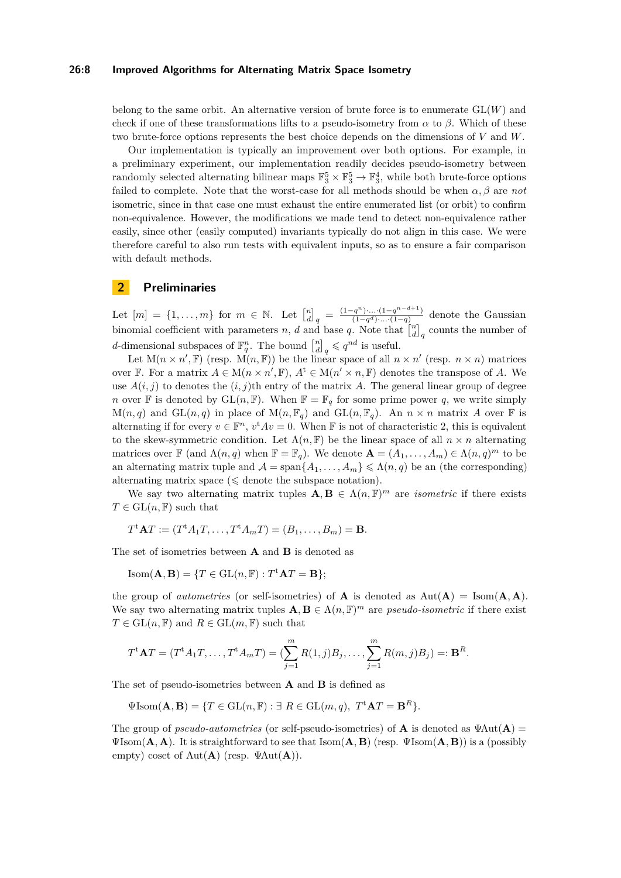belong to the same orbit. An alternative version of brute force is to enumerate $\mathrm{GL}(W)$ and check if one of these transformations lifts to a pseudo-isometry from $\alpha$ to $\beta$. Which of these two brute-force options represents the best choice depends on the dimensions of $V$ and $W$.

Our implementation is typically an improvement over both options. For example, in a preliminary experiment, our implementation readily decides pseudo-isometry between randomly selected alternating bilinear maps $\mathbb{F}_3^5 \times \mathbb{F}_3^5 \to \mathbb{F}_3^4$, while both brute-force options failed to complete. Note that the worst-case for all methods should be when $\alpha, \beta$ are *not* isometric, since in that case one must exhaust the entire enumerated list (or orbit) to confirm non-equivalence. However, the modifications we made tend to detect non-equivalence rather easily, since other (easily computed) invariants typically do not align in this case. We were therefore careful to also run tests with equivalent inputs, so as to ensure a fair comparison with default methods.

## 2 Preliminaries

Let $[m] = \{1, \ldots, m\}$ for $m \in \mathbb{N}$. Let $\begin{bmatrix} n \\ d \end{bmatrix}_q = \frac{(1-q^n)\cdot\ldots\cdot(1-q^{n-d+1})}{(1-q^d)\cdot\ldots\cdot(1-q)}$ denote the Gaussian binomial coefficient with parameters $n$, $d$ and base $q$. Note that $\begin{bmatrix} n \\ d \end{bmatrix}_q$ counts the number of $d$-dimensional subspaces of $\mathbb{F}_q^n$. The bound $\begin{bmatrix} n \\ d \end{bmatrix}_q \leqslant q^{nd}$ is useful.

Let $\mathrm{M}(n \times n', \mathbb{F})$ (resp. $\mathrm{M}(n, \mathbb{F})$) be the linear space of all $n \times n'$ (resp. $n \times n$) matrices over $\mathbb{F}$. For a matrix $A \in \mathrm{M}(n \times n', \mathbb{F})$, $A^{\mathrm{t}} \in \mathrm{M}(n' \times n, \mathbb{F})$ denotes the transpose of $A$. We use $A(i, j)$ to denotes the $(i, j)$th entry of the matrix $A$. The general linear group of degree $n$ over $\mathbb{F}$ is denoted by $\mathrm{GL}(n, \mathbb{F})$. When $\mathbb{F} = \mathbb{F}_q$ for some prime power $q$, we write simply $\mathrm{M}(n, q)$ and $\mathrm{GL}(n, q)$ in place of $\mathrm{M}(n, \mathbb{F}_q)$ and $\mathrm{GL}(n, \mathbb{F}_q)$. An $n \times n$ matrix $A$ over $\mathbb{F}$ is alternating if for every $v \in \mathbb{F}^n$, $v^{\mathrm{t}} A v = 0$. When $\mathbb{F}$ is not of characteristic 2, this is equivalent to the skew-symmetric condition. Let $\Lambda(n, \mathbb{F})$ be the linear space of all $n \times n$ alternating matrices over $\mathbb{F}$ (and $\Lambda(n, q)$ when $\mathbb{F} = \mathbb{F}_q$). We denote $\mathbf{A} = (A_1, \ldots, A_m) \in \Lambda(n, q)^m$ to be an alternating matrix tuple and $\mathcal{A} = \mathrm{span}\{A_1, \ldots, A_m\} \leqslant \Lambda(n, q)$ be an (the corresponding) alternating matrix space ($\leqslant$ denote the subspace notation).

We say two alternating matrix tuples $\mathbf{A}, \mathbf{B} \in \Lambda(n, \mathbb{F})^m$ are *isometric* if there exists $T \in \mathrm{GL}(n, \mathbb{F})$ such that

$$T^{\mathrm{t}} \mathbf{A} T := (T^{\mathrm{t}} A_1 T, \ldots, T^{\mathrm{t}} A_m T) = (B_1, \ldots, B_m) = \mathbf{B}.$$

The set of isometries between $\mathbf{A}$ and $\mathbf{B}$ is denoted as

$$\mathrm{Isom}(\mathbf{A}, \mathbf{B}) = \{T \in \mathrm{GL}(n, \mathbb{F}) : T^{\mathrm{t}} \mathbf{A} T = \mathbf{B}\};$$

the group of *autometries* (or self-isometries) of $\mathbf{A}$ is denoted as $\mathrm{Aut}(\mathbf{A}) = \mathrm{Isom}(\mathbf{A}, \mathbf{A})$. We say two alternating matrix tuples $\mathbf{A}, \mathbf{B} \in \Lambda(n, \mathbb{F})^m$ are *pseudo-isometric* if there exist $T \in \mathrm{GL}(n, \mathbb{F})$ and $R \in \mathrm{GL}(m, \mathbb{F})$ such that

$$T^{\mathrm{t}} \mathbf{A} T = (T^{\mathrm{t}} A_1 T, \ldots, T^{\mathrm{t}} A_m T) = (\sum_{j=1}^{m} R(1, j) B_j, \ldots, \sum_{j=1}^{m} R(m, j) B_j) =: \mathbf{B}^R.$$

The set of pseudo-isometries between $\mathbf{A}$ and $\mathbf{B}$ is defined as

$$\Psi\mathrm{Isom}(\mathbf{A}, \mathbf{B}) = \{T \in \mathrm{GL}(n, \mathbb{F}) : \exists\ R \in \mathrm{GL}(m, q),\ T^{\mathrm{t}} \mathbf{A} T = \mathbf{B}^R\}.$$

The group of *pseudo-autometries* (or self-pseudo-isometries) of $\mathbf{A}$ is denoted as $\Psi\mathrm{Aut}(\mathbf{A}) = \Psi\mathrm{Isom}(\mathbf{A}, \mathbf{A})$. It is straightforward to see that $\mathrm{Isom}(\mathbf{A}, \mathbf{B})$ (resp. $\Psi\mathrm{Isom}(\mathbf{A}, \mathbf{B})$) is a (possibly empty) coset of $\mathrm{Aut}(\mathbf{A})$ (resp. $\Psi\mathrm{Aut}(\mathbf{A})$).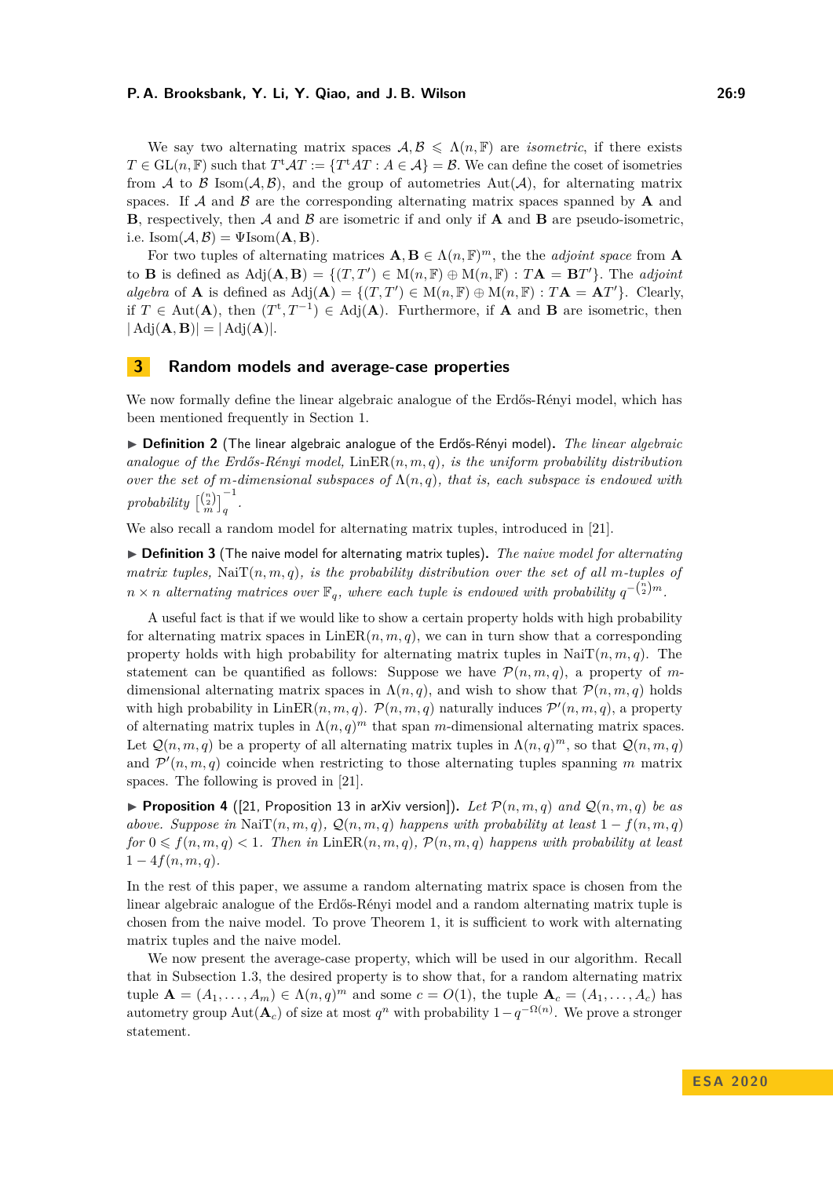We say two alternating matrix spaces $\mathcal{A}, \mathcal{B} \leqslant \Lambda(n, \mathbb{F})$ are *isometric*, if there exists $T \in \mathrm{GL}(n, \mathbb{F})$ such that $T^{t}\mathcal{A}T := \{T^{t}AT : A \in \mathcal{A}\} = \mathcal{B}$. We can define the coset of isometries from $\mathcal{A}$ to $\mathcal{B}$ $\mathrm{Isom}(\mathcal{A}, \mathcal{B})$, and the group of autometries $\mathrm{Aut}(\mathcal{A})$, for alternating matrix spaces. If $\mathcal{A}$ and $\mathcal{B}$ are the corresponding alternating matrix spaces spanned by $\mathbf{A}$ and $\mathbf{B}$, respectively, then $\mathcal{A}$ and $\mathcal{B}$ are isometric if and only if $\mathbf{A}$ and $\mathbf{B}$ are pseudo-isometric, i.e. $\mathrm{Isom}(\mathcal{A}, \mathcal{B}) = \Psi\mathrm{Isom}(\mathbf{A}, \mathbf{B})$.

For two tuples of alternating matrices $\mathbf{A}, \mathbf{B} \in \Lambda(n, \mathbb{F})^m$, the the *adjoint space* from $\mathbf{A}$ to $\mathbf{B}$ is defined as $\mathrm{Adj}(\mathbf{A}, \mathbf{B}) = \{(T, T') \in \mathrm{M}(n, \mathbb{F}) \oplus \mathrm{M}(n, \mathbb{F}) : T\mathbf{A} = \mathbf{B}T'\}$. The *adjoint algebra* of $\mathbf{A}$ is defined as $\mathrm{Adj}(\mathbf{A}) = \{(T, T') \in \mathrm{M}(n, \mathbb{F}) \oplus \mathrm{M}(n, \mathbb{F}) : T\mathbf{A} = \mathbf{A}T'\}$. Clearly, if $T \in \mathrm{Aut}(\mathbf{A})$, then $(T^{t}, T^{-1}) \in \mathrm{Adj}(\mathbf{A})$. Furthermore, if $\mathbf{A}$ and $\mathbf{B}$ are isometric, then $|\mathrm{Adj}(\mathbf{A}, \mathbf{B})| = |\mathrm{Adj}(\mathbf{A})|$.

## 3 Random models and average-case properties

We now formally define the linear algebraic analogue of the Erdős-Rényi model, which has been mentioned frequently in Section 1.

▶ **Definition 2** (The linear algebraic analogue of the Erdős-Rényi model). *The linear algebraic analogue of the Erdős-Rényi model,* $\mathrm{LinER}(n, m, q)$*, is the uniform probability distribution over the set of* $m$*-dimensional subspaces of* $\Lambda(n, q)$*, that is, each subspace is endowed with probability* $\left[\begin{smallmatrix}\binom{n}{2}\\ m\end{smallmatrix}\right]_q^{-1}$.

We also recall a random model for alternating matrix tuples, introduced in [21].

▶ **Definition 3** (The naive model for alternating matrix tuples). *The naive model for alternating matrix tuples,* $\mathrm{NaiT}(n, m, q)$*, is the probability distribution over the set of all* $m$*-tuples of* $n \times n$ *alternating matrices over* $\mathbb{F}_q$*, where each tuple is endowed with probability* $q^{-\binom{n}{2}m}$.

A useful fact is that if we would like to show a certain property holds with high probability for alternating matrix spaces in $\mathrm{LinER}(n, m, q)$, we can in turn show that a corresponding property holds with high probability for alternating matrix tuples in $\mathrm{NaiT}(n, m, q)$. The statement can be quantified as follows: Suppose we have $\mathcal{P}(n, m, q)$, a property of $m$-dimensional alternating matrix spaces in $\Lambda(n, q)$, and wish to show that $\mathcal{P}(n, m, q)$ holds with high probability in $\mathrm{LinER}(n, m, q)$. $\mathcal{P}(n, m, q)$ naturally induces $\mathcal{P}'(n, m, q)$, a property of alternating matrix tuples in $\Lambda(n, q)^m$ that span $m$-dimensional alternating matrix spaces. Let $\mathcal{Q}(n, m, q)$ be a property of all alternating matrix tuples in $\Lambda(n, q)^m$, so that $\mathcal{Q}(n, m, q)$ and $\mathcal{P}'(n, m, q)$ coincide when restricting to those alternating tuples spanning $m$ matrix spaces. The following is proved in [21].

▶ **Proposition 4** ([21, Proposition 13 in arXiv version]). *Let* $\mathcal{P}(n, m, q)$ *and* $\mathcal{Q}(n, m, q)$ *be as above. Suppose in* $\mathrm{NaiT}(n, m, q)$*,* $\mathcal{Q}(n, m, q)$ *happens with probability at least* $1 - f(n, m, q)$ *for* $0 \leqslant f(n, m, q) < 1$*. Then in* $\mathrm{LinER}(n, m, q)$*,* $\mathcal{P}(n, m, q)$ *happens with probability at least* $1 - 4f(n, m, q)$.

In the rest of this paper, we assume a random alternating matrix space is chosen from the linear algebraic analogue of the Erdős-Rényi model and a random alternating matrix tuple is chosen from the naive model. To prove Theorem 1, it is sufficient to work with alternating matrix tuples and the naive model.

We now present the average-case property, which will be used in our algorithm. Recall that in Subsection 1.3, the desired property is to show that, for a random alternating matrix tuple $\mathbf{A} = (A_1, \ldots, A_m) \in \Lambda(n, q)^m$ and some $c = O(1)$, the tuple $\mathbf{A}_c = (A_1, \ldots, A_c)$ has autometry group $\mathrm{Aut}(\mathbf{A}_c)$ of size at most $q^n$ with probability $1 - q^{-\Omega(n)}$. We prove a stronger statement.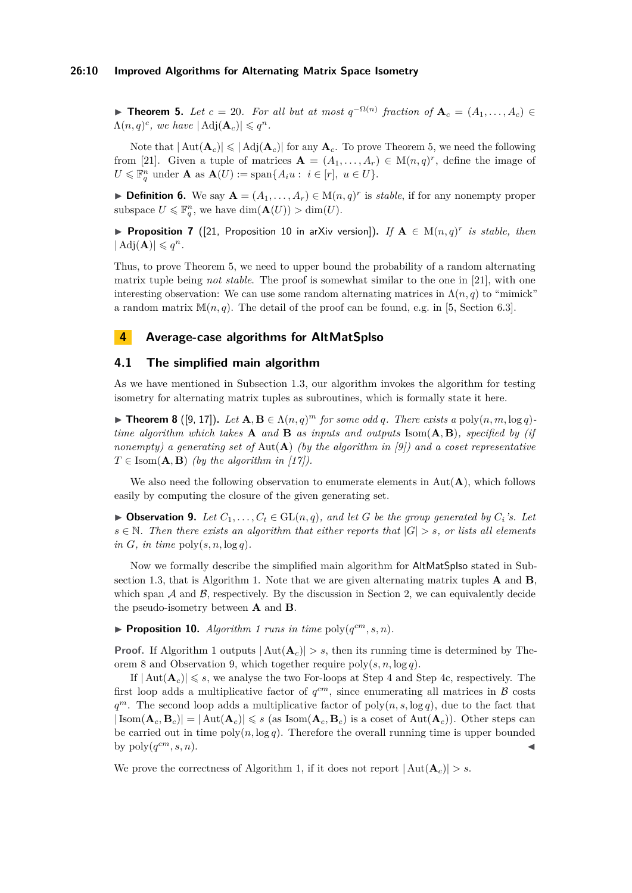▶ **Theorem 5.** *Let $c = 20$. For all but at most $q^{-\Omega(n)}$ fraction of $\mathbf{A}_c = (A_1, \dots, A_c) \in \Lambda(n,q)^c$, we have $|\operatorname{Adj}(\mathbf{A}_c)| \leqslant q^n$.*

Note that $|\operatorname{Aut}(\mathbf{A}_c)| \leqslant |\operatorname{Adj}(\mathbf{A}_c)|$ for any $\mathbf{A}_c$. To prove Theorem 5, we need the following from [21]. Given a tuple of matrices $\mathbf{A} = (A_1, \dots, A_r) \in \mathrm{M}(n,q)^r$, define the image of $U \leqslant \mathbb{F}_q^n$ under $\mathbf{A}$ as $\mathbf{A}(U) := \operatorname{span}\{A_i u : \ i \in [r],\ u \in U\}$.

▶ **Definition 6.** We say $\mathbf{A} = (A_1, \dots, A_r) \in \mathrm{M}(n,q)^r$ is *stable*, if for any nonempty proper subspace $U \leqslant \mathbb{F}_q^n$, we have $\dim(\mathbf{A}(U)) > \dim(U)$.

▶ **Proposition 7** ([21, Proposition 10 in arXiv version]). *If $\mathbf{A} \in \mathrm{M}(n,q)^r$ is stable, then $|\operatorname{Adj}(\mathbf{A})| \leqslant q^n$.*

Thus, to prove Theorem 5, we need to upper bound the probability of a random alternating matrix tuple being *not stable*. The proof is somewhat similar to the one in [21], with one interesting observation: We can use some random alternating matrices in $\Lambda(n,q)$ to "mimick" a random matrix $\mathbb{M}(n,q)$. The detail of the proof can be found, e.g. in [5, Section 6.3].

# 4 Average-case algorithms for AltMatSpIso

## 4.1 The simplified main algorithm

As we have mentioned in Subsection 1.3, our algorithm invokes the algorithm for testing isometry for alternating matrix tuples as subroutines, which is formally state it here.

▶ **Theorem 8** ([9, 17]). *Let $\mathbf{A}, \mathbf{B} \in \Lambda(n,q)^m$ for some odd $q$. There exists a $\operatorname{poly}(n, m, \log q)$-time algorithm which takes $\mathbf{A}$ and $\mathbf{B}$ as inputs and outputs $\operatorname{Isom}(\mathbf{A}, \mathbf{B})$, specified by (if nonempty) a generating set of $\operatorname{Aut}(\mathbf{A})$ (by the algorithm in [9]) and a coset representative $T \in \operatorname{Isom}(\mathbf{A}, \mathbf{B})$ (by the algorithm in [17]).*

We also need the following observation to enumerate elements in $\operatorname{Aut}(\mathbf{A})$, which follows easily by computing the closure of the given generating set.

▶ **Observation 9.** *Let $C_1, \dots, C_t \in \mathrm{GL}(n,q)$, and let $G$ be the group generated by $C_i$'s. Let $s \in \mathbb{N}$. Then there exists an algorithm that either reports that $|G| > s$, or lists all elements in $G$, in time $\operatorname{poly}(s, n, \log q)$.*

Now we formally describe the simplified main algorithm for AltMatSpIso stated in Subsection 1.3, that is Algorithm 1. Note that we are given alternating matrix tuples $\mathbf{A}$ and $\mathbf{B}$, which span $\mathcal{A}$ and $\mathcal{B}$, respectively. By the discussion in Section 2, we can equivalently decide the pseudo-isometry between $\mathbf{A}$ and $\mathbf{B}$.

▶ **Proposition 10.** *Algorithm 1 runs in time $\operatorname{poly}(q^{cm}, s, n)$.*

**Proof.** If Algorithm 1 outputs $|\operatorname{Aut}(\mathbf{A}_c)| > s$, then its running time is determined by Theorem 8 and Observation 9, which together require $\operatorname{poly}(s, n, \log q)$.

If $|\operatorname{Aut}(\mathbf{A}_c)| \leqslant s$, we analyse the two For-loops at Step 4 and Step 4c, respectively. The first loop adds a multiplicative factor of $q^{cm}$, since enumerating all matrices in $\mathcal{B}$ costs $q^m$. The second loop adds a multiplicative factor of $\operatorname{poly}(n, s, \log q)$, due to the fact that $|\operatorname{Isom}(\mathbf{A}_c, \mathbf{B}_c)| = |\operatorname{Aut}(\mathbf{A}_c)| \leqslant s$ (as $\operatorname{Isom}(\mathbf{A}_c, \mathbf{B}_c)$ is a coset of $\operatorname{Aut}(\mathbf{A}_c)$). Other steps can be carried out in time $\operatorname{poly}(n, \log q)$. Therefore the overall running time is upper bounded by $\operatorname{poly}(q^{cm}, s, n)$. ◀

We prove the correctness of Algorithm 1, if it does not report $|\operatorname{Aut}(\mathbf{A}_c)| > s$.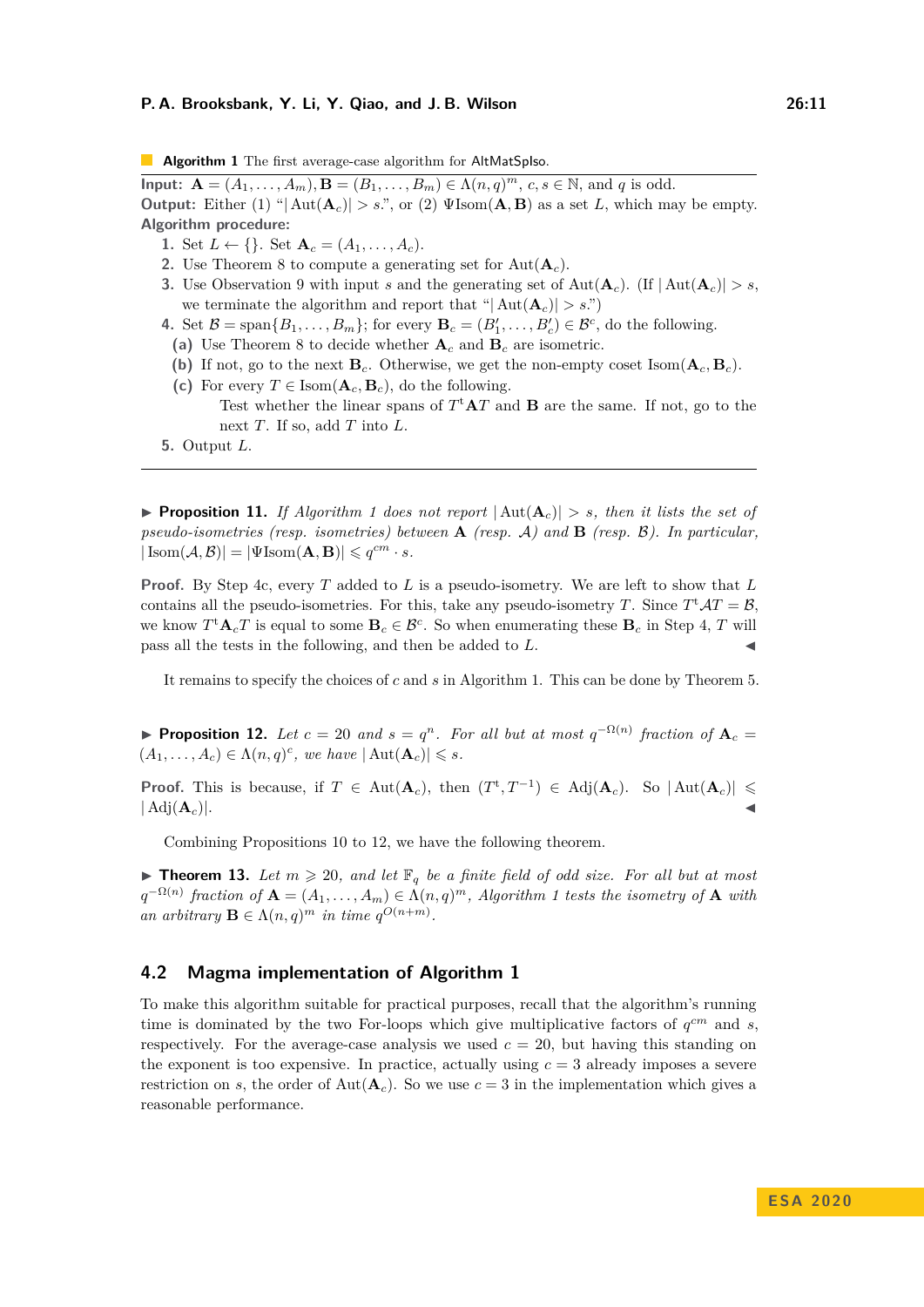**Algorithm 1** The first average-case algorithm for AltMatSpIso.

---

**Input:** $\mathbf{A} = (A_1, \dots, A_m), \mathbf{B} = (B_1, \dots, B_m) \in \Lambda(n, q)^m$, $c, s \in \mathbb{N}$, and $q$ is odd.
**Output:** Either (1) "$|\operatorname{Aut}(\mathbf{A}_c)| > s$.", or (2) $\Psi\operatorname{Isom}(\mathbf{A}, \mathbf{B})$ as a set $L$, which may be empty.
**Algorithm procedure:**

1. Set $L \leftarrow \{\}$. Set $\mathbf{A}_c = (A_1, \dots, A_c)$.
2. Use Theorem 8 to compute a generating set for $\operatorname{Aut}(\mathbf{A}_c)$.
3. Use Observation 9 with input $s$ and the generating set of $\operatorname{Aut}(\mathbf{A}_c)$. (If $|\operatorname{Aut}(\mathbf{A}_c)| > s$, we terminate the algorithm and report that "$|\operatorname{Aut}(\mathbf{A}_c)| > s$.")
4. Set $\mathcal{B} = \operatorname{span}\{B_1, \dots, B_m\}$; for every $\mathbf{B}_c = (B'_1, \dots, B'_c) \in \mathcal{B}^c$, do the following.
   - **(a)** Use Theorem 8 to decide whether $\mathbf{A}_c$ and $\mathbf{B}_c$ are isometric.
   - **(b)** If not, go to the next $\mathbf{B}_c$. Otherwise, we get the non-empty coset $\operatorname{Isom}(\mathbf{A}_c, \mathbf{B}_c)$.
   - **(c)** For every $T \in \operatorname{Isom}(\mathbf{A}_c, \mathbf{B}_c)$, do the following.
     Test whether the linear spans of $T^t \mathbf{A} T$ and $\mathbf{B}$ are the same. If not, go to the next $T$. If so, add $T$ into $L$.
5. Output $L$.

---

▶ **Proposition 11.** *If Algorithm 1 does not report $|\operatorname{Aut}(\mathbf{A}_c)| > s$, then it lists the set of pseudo-isometries (resp. isometries) between $\mathbf{A}$ (resp. $\mathcal{A}$) and $\mathbf{B}$ (resp. $\mathcal{B}$). In particular, $|\operatorname{Isom}(\mathcal{A}, \mathcal{B})| = |\Psi\operatorname{Isom}(\mathbf{A}, \mathbf{B})| \leqslant q^{cm} \cdot s$.*

**Proof.** By Step 4c, every $T$ added to $L$ is a pseudo-isometry. We are left to show that $L$ contains all the pseudo-isometries. For this, take any pseudo-isometry $T$. Since $T^t \mathcal{A} T = \mathcal{B}$, we know $T^t \mathbf{A}_c T$ is equal to some $\mathbf{B}_c \in \mathcal{B}^c$. So when enumerating these $\mathbf{B}_c$ in Step 4, $T$ will pass all the tests in the following, and then be added to $L$. ◀

It remains to specify the choices of $c$ and $s$ in Algorithm 1. This can be done by Theorem 5.

▶ **Proposition 12.** *Let $c = 20$ and $s = q^n$. For all but at most $q^{-\Omega(n)}$ fraction of $\mathbf{A}_c = (A_1, \dots, A_c) \in \Lambda(n, q)^c$, we have $|\operatorname{Aut}(\mathbf{A}_c)| \leqslant s$.*

**Proof.** This is because, if $T \in \operatorname{Aut}(\mathbf{A}_c)$, then $(T^t, T^{-1}) \in \operatorname{Adj}(\mathbf{A}_c)$. So $|\operatorname{Aut}(\mathbf{A}_c)| \leqslant |\operatorname{Adj}(\mathbf{A}_c)|$. ◀

Combining Propositions 10 to 12, we have the following theorem.

▶ **Theorem 13.** *Let $m \geqslant 20$, and let $\mathbb{F}_q$ be a finite field of odd size. For all but at most $q^{-\Omega(n)}$ fraction of $\mathbf{A} = (A_1, \dots, A_m) \in \Lambda(n, q)^m$, Algorithm 1 tests the isometry of $\mathbf{A}$ with an arbitrary $\mathbf{B} \in \Lambda(n, q)^m$ in time $q^{O(n+m)}$.*

## 4.2 Magma implementation of Algorithm 1

To make this algorithm suitable for practical purposes, recall that the algorithm's running time is dominated by the two For-loops which give multiplicative factors of $q^{cm}$ and $s$, respectively. For the average-case analysis we used $c = 20$, but having this standing on the exponent is too expensive. In practice, actually using $c = 3$ already imposes a severe restriction on $s$, the order of $\operatorname{Aut}(\mathbf{A}_c)$. So we use $c = 3$ in the implementation which gives a reasonable performance.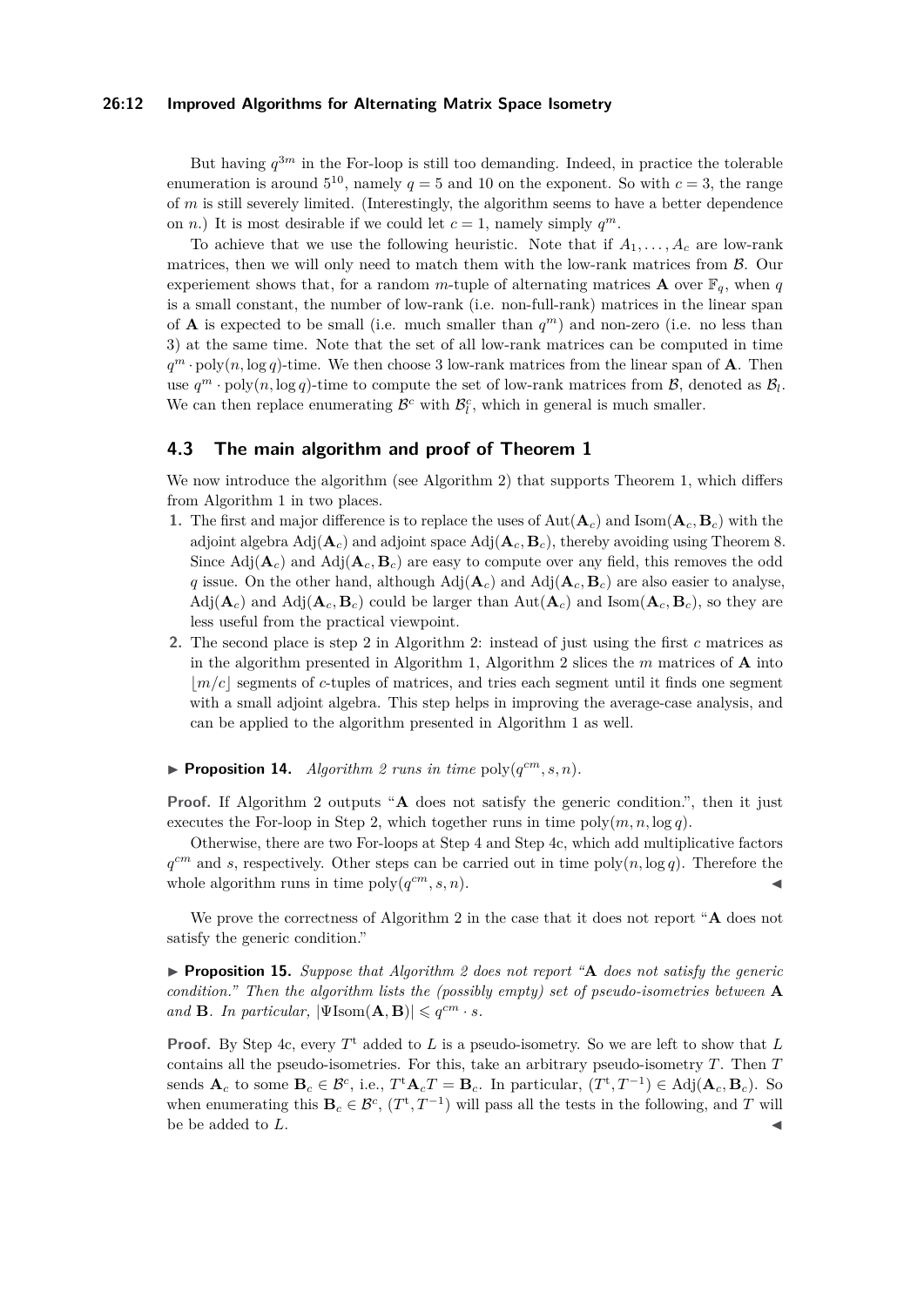But having $q^{3m}$ in the For-loop is still too demanding. Indeed, in practice the tolerable enumeration is around $5^{10}$, namely $q = 5$ and 10 on the exponent. So with $c = 3$, the range of $m$ is still severely limited. (Interestingly, the algorithm seems to have a better dependence on $n$.) It is most desirable if we could let $c = 1$, namely simply $q^m$.

To achieve that we use the following heuristic. Note that if $A_1, \dots, A_c$ are low-rank matrices, then we will only need to match them with the low-rank matrices from $\mathcal{B}$. Our experiement shows that, for a random $m$-tuple of alternating matrices $\mathbf{A}$ over $\mathbb{F}_q$, when $q$ is a small constant, the number of low-rank (i.e. non-full-rank) matrices in the linear span of $\mathbf{A}$ is expected to be small (i.e. much smaller than $q^m$) and non-zero (i.e. no less than 3) at the same time. Note that the set of all low-rank matrices can be computed in time $q^m \cdot \mathrm{poly}(n, \log q)$-time. We then choose 3 low-rank matrices from the linear span of $\mathbf{A}$. Then use $q^m \cdot \mathrm{poly}(n, \log q)$-time to compute the set of low-rank matrices from $\mathcal{B}$, denoted as $\mathcal{B}_l$. We can then replace enumerating $\mathcal{B}^c$ with $\mathcal{B}_l^c$, which in general is much smaller.

## 4.3 The main algorithm and proof of Theorem 1

We now introduce the algorithm (see Algorithm 2) that supports Theorem 1, which differs from Algorithm 1 in two places.

1. The first and major difference is to replace the uses of $\mathrm{Aut}(\mathbf{A}_c)$ and $\mathrm{Isom}(\mathbf{A}_c, \mathbf{B}_c)$ with the adjoint algebra $\mathrm{Adj}(\mathbf{A}_c)$ and adjoint space $\mathrm{Adj}(\mathbf{A}_c, \mathbf{B}_c)$, thereby avoiding using Theorem 8. Since $\mathrm{Adj}(\mathbf{A}_c)$ and $\mathrm{Adj}(\mathbf{A}_c, \mathbf{B}_c)$ are easy to compute over any field, this removes the odd $q$ issue. On the other hand, although $\mathrm{Adj}(\mathbf{A}_c)$ and $\mathrm{Adj}(\mathbf{A}_c, \mathbf{B}_c)$ are also easier to analyse, $\mathrm{Adj}(\mathbf{A}_c)$ and $\mathrm{Adj}(\mathbf{A}_c, \mathbf{B}_c)$ could be larger than $\mathrm{Aut}(\mathbf{A}_c)$ and $\mathrm{Isom}(\mathbf{A}_c, \mathbf{B}_c)$, so they are less useful from the practical viewpoint.
2. The second place is step 2 in Algorithm 2: instead of just using the first $c$ matrices as in the algorithm presented in Algorithm 1, Algorithm 2 slices the $m$ matrices of $\mathbf{A}$ into $\lfloor m/c \rfloor$ segments of $c$-tuples of matrices, and tries each segment until it finds one segment with a small adjoint algebra. This step helps in improving the average-case analysis, and can be applied to the algorithm presented in Algorithm 1 as well.

▶ **Proposition 14.** *Algorithm 2 runs in time* $\mathrm{poly}(q^{cm}, s, n)$.

**Proof.** If Algorithm 2 outputs "**A** does not satisfy the generic condition.", then it just executes the For-loop in Step 2, which together runs in time $\mathrm{poly}(m, n, \log q)$.

Otherwise, there are two For-loops at Step 4 and Step 4c, which add multiplicative factors $q^{cm}$ and $s$, respectively. Other steps can be carried out in time $\mathrm{poly}(n, \log q)$. Therefore the whole algorithm runs in time $\mathrm{poly}(q^{cm}, s, n)$. ◀

We prove the correctness of Algorithm 2 in the case that it does not report "**A** does not satisfy the generic condition."

▶ **Proposition 15.** *Suppose that Algorithm 2 does not report "**A** does not satisfy the generic condition." Then the algorithm lists the (possibly empty) set of pseudo-isometries between **A** and **B**. In particular,* $|\Psi\mathrm{Isom}(\mathbf{A}, \mathbf{B})| \leqslant q^{cm} \cdot s$.

**Proof.** By Step 4c, every $T^{\mathrm{t}}$ added to $L$ is a pseudo-isometry. So we are left to show that $L$ contains all the pseudo-isometries. For this, take an arbitrary pseudo-isometry $T$. Then $T$ sends $\mathbf{A}_c$ to some $\mathbf{B}_c \in \mathcal{B}^c$, i.e., $T^{\mathrm{t}}\mathbf{A}_c T = \mathbf{B}_c$. In particular, $(T^{\mathrm{t}}, T^{-1}) \in \mathrm{Adj}(\mathbf{A}_c, \mathbf{B}_c)$. So when enumerating this $\mathbf{B}_c \in \mathcal{B}^c$, $(T^{\mathrm{t}}, T^{-1})$ will pass all the tests in the following, and $T$ will be be added to $L$. ◀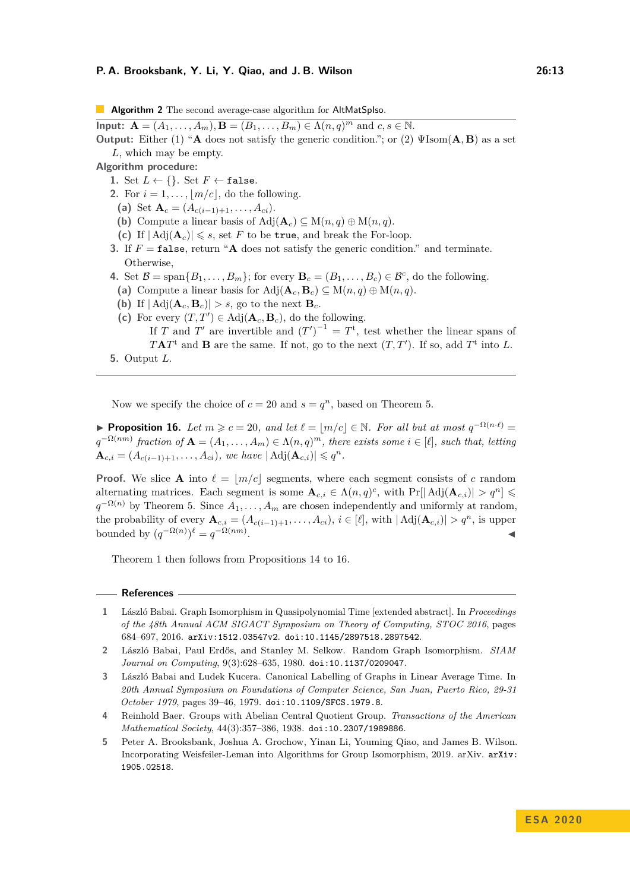**Algorithm 2** The second average-case algorithm for AltMatSpIso.

**Input:** $\mathbf{A} = (A_1, \ldots, A_m), \mathbf{B} = (B_1, \ldots, B_m) \in \Lambda(n, q)^m$ and $c, s \in \mathbb{N}$.

**Output:** Either (1) "$\mathbf{A}$ does not satisfy the generic condition."; or (2) $\Psi\mathrm{Isom}(\mathbf{A}, \mathbf{B})$ as a set $L$, which may be empty.

**Algorithm procedure:**

1. Set $L \leftarrow \{\}$. Set $F \leftarrow$ `false`.
2. For $i = 1, \ldots, \lfloor m/c \rfloor$, do the following.
   - **(a)** Set $\mathbf{A}_c = (A_{c(i-1)+1}, \ldots, A_{ci})$.
   - **(b)** Compute a linear basis of $\mathrm{Adj}(\mathbf{A}_c) \subseteq \mathrm{M}(n, q) \oplus \mathrm{M}(n, q)$.
   - **(c)** If $|\mathrm{Adj}(\mathbf{A}_c)| \leqslant s$, set $F$ to be `true`, and break the For-loop.
3. If $F =$ `false`, return "$\mathbf{A}$ does not satisfy the generic condition." and terminate. Otherwise,
4. Set $\mathcal{B} = \mathrm{span}\{B_1, \ldots, B_m\}$; for every $\mathbf{B}_c = (B_1, \ldots, B_c) \in \mathcal{B}^c$, do the following.
   - **(a)** Compute a linear basis for $\mathrm{Adj}(\mathbf{A}_c, \mathbf{B}_c) \subseteq \mathrm{M}(n, q) \oplus \mathrm{M}(n, q)$.
   - **(b)** If $|\mathrm{Adj}(\mathbf{A}_c, \mathbf{B}_c)| > s$, go to the next $\mathbf{B}_c$.
   - **(c)** For every $(T, T') \in \mathrm{Adj}(\mathbf{A}_c, \mathbf{B}_c)$, do the following.
     If $T$ and $T'$ are invertible and $(T')^{-1} = T^{\mathrm{t}}$, test whether the linear spans of $T\mathbf{A}T^{\mathrm{t}}$ and $\mathbf{B}$ are the same. If not, go to the next $(T, T')$. If so, add $T^{\mathrm{t}}$ into $L$.
5. Output $L$.

---

Now we specify the choice of $c = 20$ and $s = q^n$, based on Theorem 5.

▶ **Proposition 16.** *Let $m \geqslant c = 20$, and let $\ell = \lfloor m/c \rfloor \in \mathbb{N}$. For all but at most $q^{-\Omega(n \cdot \ell)} = q^{-\Omega(nm)}$ fraction of $\mathbf{A} = (A_1, \ldots, A_m) \in \Lambda(n, q)^m$, there exists some $i \in [\ell]$, such that, letting $\mathbf{A}_{c,i} = (A_{c(i-1)+1}, \ldots, A_{ci})$, we have $|\mathrm{Adj}(\mathbf{A}_{c,i})| \leqslant q^n$.*

**Proof.** We slice $\mathbf{A}$ into $\ell = \lfloor m/c \rfloor$ segments, where each segment consists of $c$ random alternating matrices. Each segment is some $\mathbf{A}_{c,i} \in \Lambda(n, q)^c$, with $\Pr[|\mathrm{Adj}(\mathbf{A}_{c,i})| > q^n] \leqslant q^{-\Omega(n)}$ by Theorem 5. Since $A_1, \ldots, A_m$ are chosen independently and uniformly at random, the probability of every $\mathbf{A}_{c,i} = (A_{c(i-1)+1}, \ldots, A_{ci})$, $i \in [\ell]$, with $|\mathrm{Adj}(\mathbf{A}_{c,i})| > q^n$, is upper bounded by $(q^{-\Omega(n)})^\ell = q^{-\Omega(nm)}$. ◀

Theorem 1 then follows from Propositions 14 to 16.

## References

1. László Babai. Graph Isomorphism in Quasipolynomial Time [extended abstract]. In *Proceedings of the 48th Annual ACM SIGACT Symposium on Theory of Computing, STOC 2016*, pages 684–697, 2016. arXiv:1512.03547v2. doi:10.1145/2897518.2897542.
2. László Babai, Paul Erdős, and Stanley M. Selkow. Random Graph Isomorphism. *SIAM Journal on Computing*, 9(3):628–635, 1980. doi:10.1137/0209047.
3. László Babai and Ludek Kucera. Canonical Labelling of Graphs in Linear Average Time. In *20th Annual Symposium on Foundations of Computer Science, San Juan, Puerto Rico, 29-31 October 1979*, pages 39–46, 1979. doi:10.1109/SFCS.1979.8.
4. Reinhold Baer. Groups with Abelian Central Quotient Group. *Transactions of the American Mathematical Society*, 44(3):357–386, 1938. doi:10.2307/1989886.
5. Peter A. Brooksbank, Joshua A. Grochow, Yinan Li, Youming Qiao, and James B. Wilson. Incorporating Weisfeiler-Leman into Algorithms for Group Isomorphism, 2019. arXiv. arXiv:1905.02518.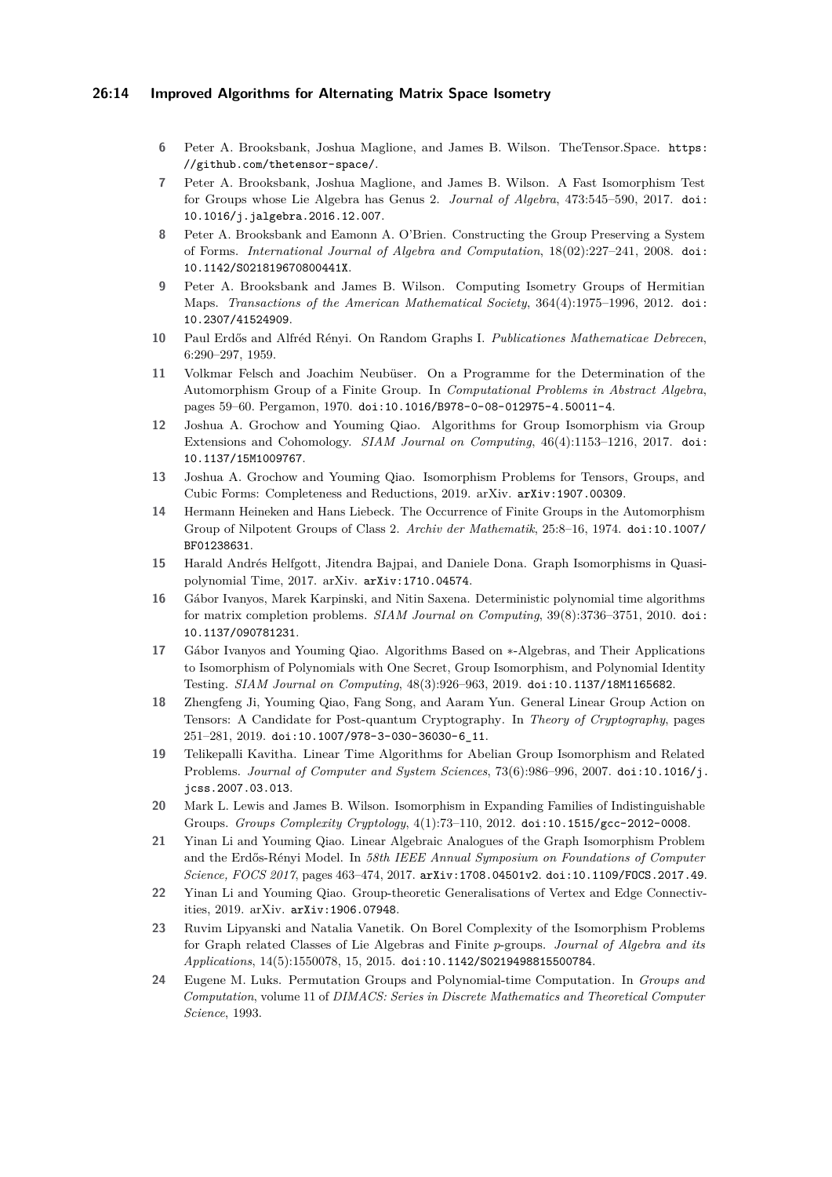6 Peter A. Brooksbank, Joshua Maglione, and James B. Wilson. TheTensor.Space. https://github.com/thetensor-space/.

7 Peter A. Brooksbank, Joshua Maglione, and James B. Wilson. A Fast Isomorphism Test for Groups whose Lie Algebra has Genus 2. *Journal of Algebra*, 473:545–590, 2017. doi:10.1016/j.jalgebra.2016.12.007.

8 Peter A. Brooksbank and Eamonn A. O'Brien. Constructing the Group Preserving a System of Forms. *International Journal of Algebra and Computation*, 18(02):227–241, 2008. doi:10.1142/S021819670800441X.

9 Peter A. Brooksbank and James B. Wilson. Computing Isometry Groups of Hermitian Maps. *Transactions of the American Mathematical Society*, 364(4):1975–1996, 2012. doi:10.2307/41524909.

10 Paul Erdős and Alfréd Rényi. On Random Graphs I. *Publicationes Mathematicae Debrecen*, 6:290–297, 1959.

11 Volkmar Felsch and Joachim Neubüser. On a Programme for the Determination of the Automorphism Group of a Finite Group. In *Computational Problems in Abstract Algebra*, pages 59–60. Pergamon, 1970. doi:10.1016/B978-0-08-012975-4.50011-4.

12 Joshua A. Grochow and Youming Qiao. Algorithms for Group Isomorphism via Group Extensions and Cohomology. *SIAM Journal on Computing*, 46(4):1153–1216, 2017. doi:10.1137/15M1009767.

13 Joshua A. Grochow and Youming Qiao. Isomorphism Problems for Tensors, Groups, and Cubic Forms: Completeness and Reductions, 2019. arXiv. arXiv:1907.00309.

14 Hermann Heineken and Hans Liebeck. The Occurrence of Finite Groups in the Automorphism Group of Nilpotent Groups of Class 2. *Archiv der Mathematik*, 25:8–16, 1974. doi:10.1007/BF01238631.

15 Harald Andrés Helfgott, Jitendra Bajpai, and Daniele Dona. Graph Isomorphisms in Quasi-polynomial Time, 2017. arXiv. arXiv:1710.04574.

16 Gábor Ivanyos, Marek Karpinski, and Nitin Saxena. Deterministic polynomial time algorithms for matrix completion problems. *SIAM Journal on Computing*, 39(8):3736–3751, 2010. doi:10.1137/090781231.

17 Gábor Ivanyos and Youming Qiao. Algorithms Based on $*$-Algebras, and Their Applications to Isomorphism of Polynomials with One Secret, Group Isomorphism, and Polynomial Identity Testing. *SIAM Journal on Computing*, 48(3):926–963, 2019. doi:10.1137/18M1165682.

18 Zhengfeng Ji, Youming Qiao, Fang Song, and Aaram Yun. General Linear Group Action on Tensors: A Candidate for Post-quantum Cryptography. In *Theory of Cryptography*, pages 251–281, 2019. doi:10.1007/978-3-030-36030-6_11.

19 Telikepalli Kavitha. Linear Time Algorithms for Abelian Group Isomorphism and Related Problems. *Journal of Computer and System Sciences*, 73(6):986–996, 2007. doi:10.1016/j.jcss.2007.03.013.

20 Mark L. Lewis and James B. Wilson. Isomorphism in Expanding Families of Indistinguishable Groups. *Groups Complexity Cryptology*, 4(1):73–110, 2012. doi:10.1515/gcc-2012-0008.

21 Yinan Li and Youming Qiao. Linear Algebraic Analogues of the Graph Isomorphism Problem and the Erdős-Rényi Model. In *58th IEEE Annual Symposium on Foundations of Computer Science, FOCS 2017*, pages 463–474, 2017. arXiv:1708.04501v2. doi:10.1109/FOCS.2017.49.

22 Yinan Li and Youming Qiao. Group-theoretic Generalisations of Vertex and Edge Connectivities, 2019. arXiv. arXiv:1906.07948.

23 Ruvim Lipyanski and Natalia Vanetik. On Borel Complexity of the Isomorphism Problems for Graph related Classes of Lie Algebras and Finite $p$-groups. *Journal of Algebra and its Applications*, 14(5):1550078, 15, 2015. doi:10.1142/S0219498815500784.

24 Eugene M. Luks. Permutation Groups and Polynomial-time Computation. In *Groups and Computation*, volume 11 of *DIMACS: Series in Discrete Mathematics and Theoretical Computer Science*, 1993.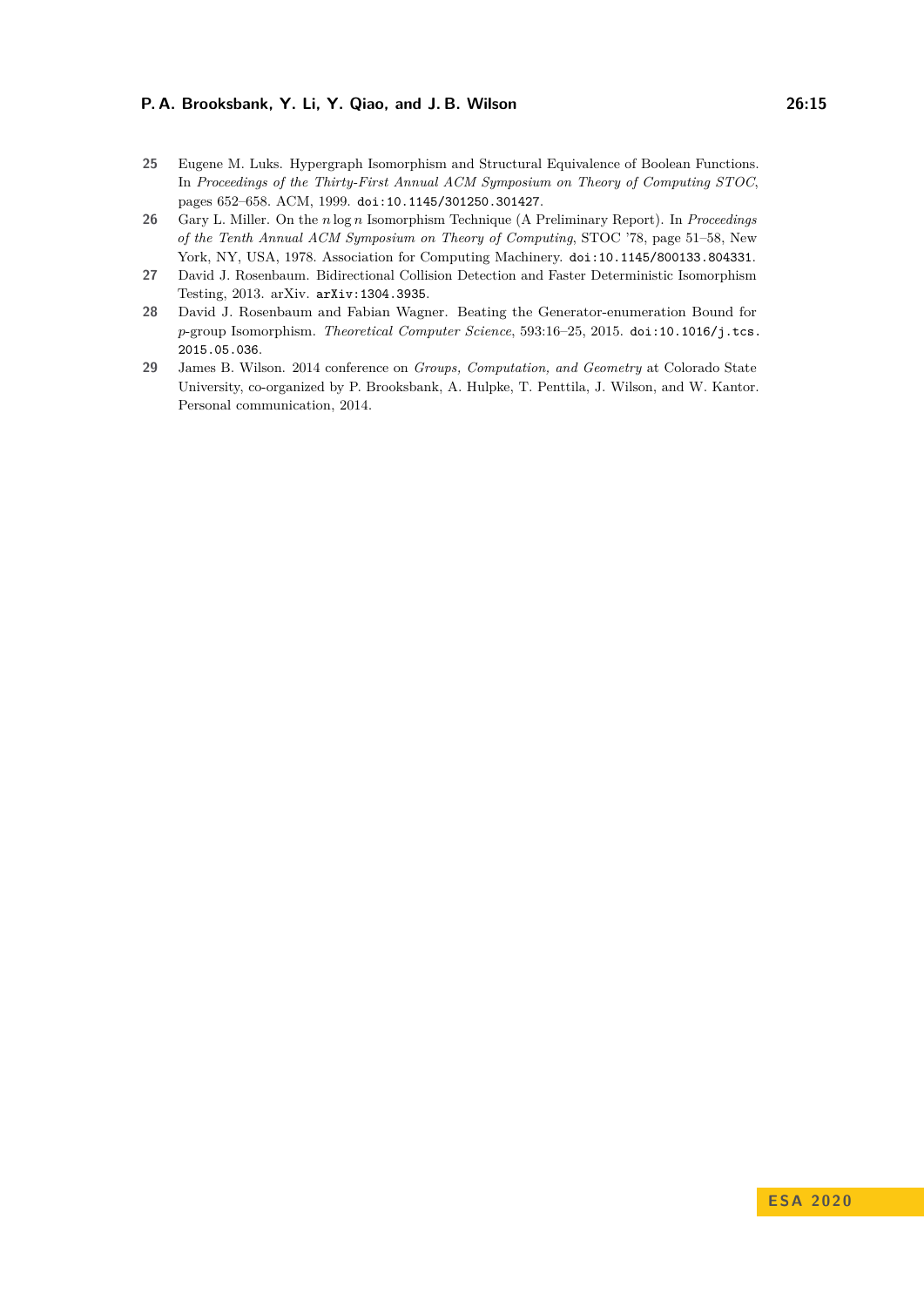25 Eugene M. Luks. Hypergraph Isomorphism and Structural Equivalence of Boolean Functions. In *Proceedings of the Thirty-First Annual ACM Symposium on Theory of Computing STOC*, pages 652–658. ACM, 1999. doi:10.1145/301250.301427.

26 Gary L. Miller. On the $n \log n$ Isomorphism Technique (A Preliminary Report). In *Proceedings of the Tenth Annual ACM Symposium on Theory of Computing*, STOC '78, page 51–58, New York, NY, USA, 1978. Association for Computing Machinery. doi:10.1145/800133.804331.

27 David J. Rosenbaum. Bidirectional Collision Detection and Faster Deterministic Isomorphism Testing, 2013. arXiv. arXiv:1304.3935.

28 David J. Rosenbaum and Fabian Wagner. Beating the Generator-enumeration Bound for $p$-group Isomorphism. *Theoretical Computer Science*, 593:16–25, 2015. doi:10.1016/j.tcs.2015.05.036.

29 James B. Wilson. 2014 conference on *Groups, Computation, and Geometry* at Colorado State University, co-organized by P. Brooksbank, A. Hulpke, T. Penttila, J. Wilson, and W. Kantor. Personal communication, 2014.